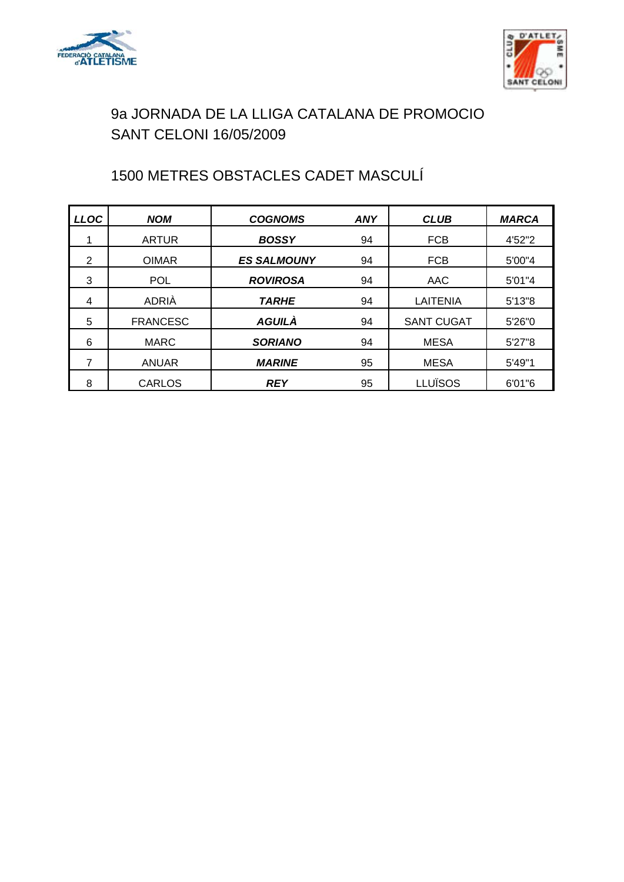# 9a JORNADA DE LA LLIGA CATALANA DE PROMOCIO
# SANT CELONI 16/05/2009

## 1500 METRES OBSTACLES CADET MASCULÍ

| *LLOC* | *NOM* | *COGNOMS* | *ANY* | *CLUB* | *MARCA* |
|---|---|---|---|---|---|
| 1 | ARTUR | ***BOSSY*** | 94 | FCB | 4'52"2 |
| 2 | OIMAR | ***ES SALMOUNY*** | 94 | FCB | 5'00"4 |
| 3 | POL | ***ROVIROSA*** | 94 | AAC | 5'01"4 |
| 4 | ADRIÀ | ***TARHE*** | 94 | LAITENIA | 5'13"8 |
| 5 | FRANCESC | ***AGUILÀ*** | 94 | SANT CUGAT | 5'26"0 |
| 6 | MARC | ***SORIANO*** | 94 | MESA | 5'27"8 |
| 7 | ANUAR | ***MARINE*** | 95 | MESA | 5'49"1 |
| 8 | CARLOS | ***REY*** | 95 | LLUÏSOS | 6'01"6 |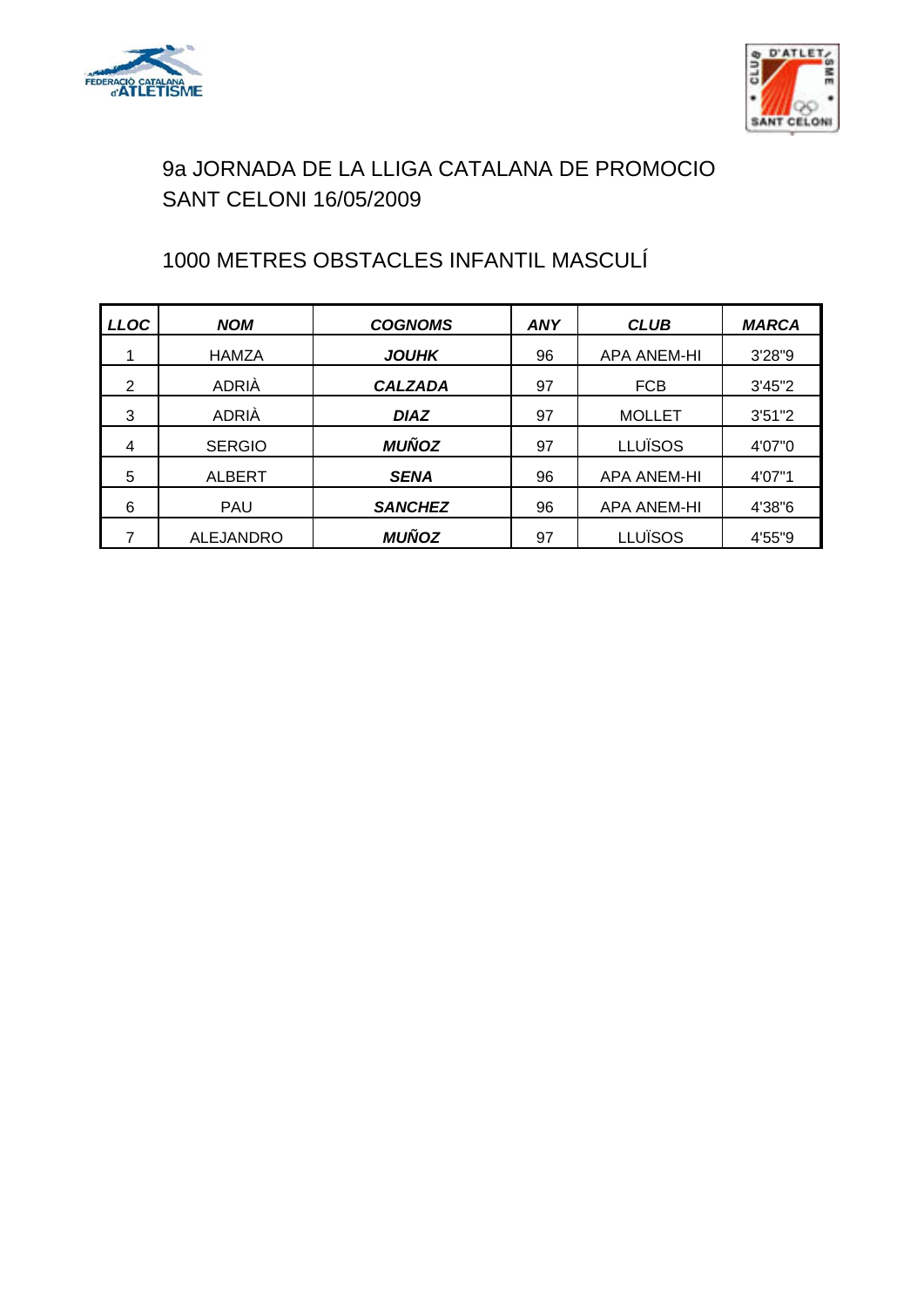# 9a JORNADA DE LA LLIGA CATALANA DE PROMOCIO
# SANT CELONI 16/05/2009

## 1000 METRES OBSTACLES INFANTIL MASCULÍ

| ***LLOC*** | ***NOM*** | ***COGNOMS*** | ***ANY*** | ***CLUB*** | ***MARCA*** |
|---|---|---|---|---|---|
| 1 | HAMZA | ***JOUHK*** | 96 | APA ANEM-HI | 3'28"9 |
| 2 | ADRIÀ | ***CALZADA*** | 97 | FCB | 3'45"2 |
| 3 | ADRIÀ | ***DIAZ*** | 97 | MOLLET | 3'51"2 |
| 4 | SERGIO | ***MUÑOZ*** | 97 | LLUÏSOS | 4'07"0 |
| 5 | ALBERT | ***SENA*** | 96 | APA ANEM-HI | 4'07"1 |
| 6 | PAU | ***SANCHEZ*** | 96 | APA ANEM-HI | 4'38"6 |
| 7 | ALEJANDRO | ***MUÑOZ*** | 97 | LLUÏSOS | 4'55"9 |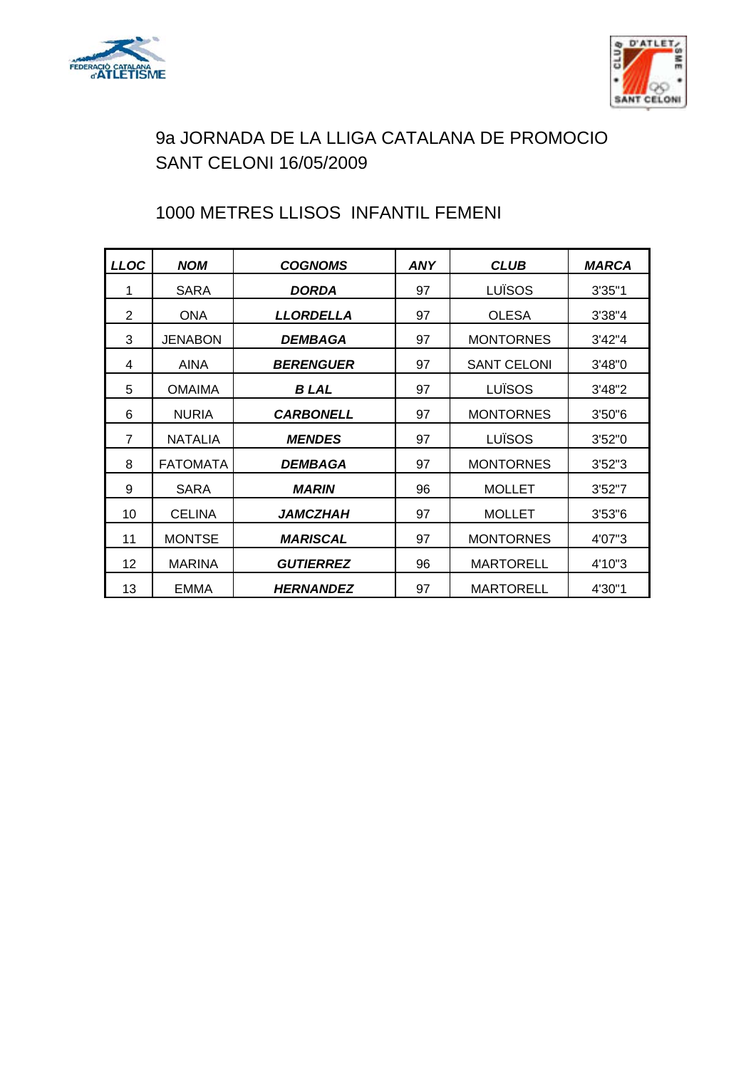# 9a JORNADA DE LA LLIGA CATALANA DE PROMOCIO
## SANT CELONI 16/05/2009

## 1000 METRES LLISOS INFANTIL FEMENI

| ***LLOC*** | ***NOM*** | ***COGNOMS*** | ***ANY*** | ***CLUB*** | ***MARCA*** |
|---|---|---|---|---|---|
| 1 | SARA | ***DORDA*** | 97 | LUÏSOS | 3'35"1 |
| 2 | ONA | ***LLORDELLA*** | 97 | OLESA | 3'38"4 |
| 3 | JENABON | ***DEMBAGA*** | 97 | MONTORNES | 3'42"4 |
| 4 | AINA | ***BERENGUER*** | 97 | SANT CELONI | 3'48"0 |
| 5 | OMAIMA | ***B LAL*** | 97 | LUÏSOS | 3'48"2 |
| 6 | NURIA | ***CARBONELL*** | 97 | MONTORNES | 3'50"6 |
| 7 | NATALIA | ***MENDES*** | 97 | LUÏSOS | 3'52"0 |
| 8 | FATOMATA | ***DEMBAGA*** | 97 | MONTORNES | 3'52"3 |
| 9 | SARA | ***MARIN*** | 96 | MOLLET | 3'52"7 |
| 10 | CELINA | ***JAMCZHAH*** | 97 | MOLLET | 3'53"6 |
| 11 | MONTSE | ***MARISCAL*** | 97 | MONTORNES | 4'07"3 |
| 12 | MARINA | ***GUTIERREZ*** | 96 | MARTORELL | 4'10"3 |
| 13 | EMMA | ***HERNANDEZ*** | 97 | MARTORELL | 4'30"1 |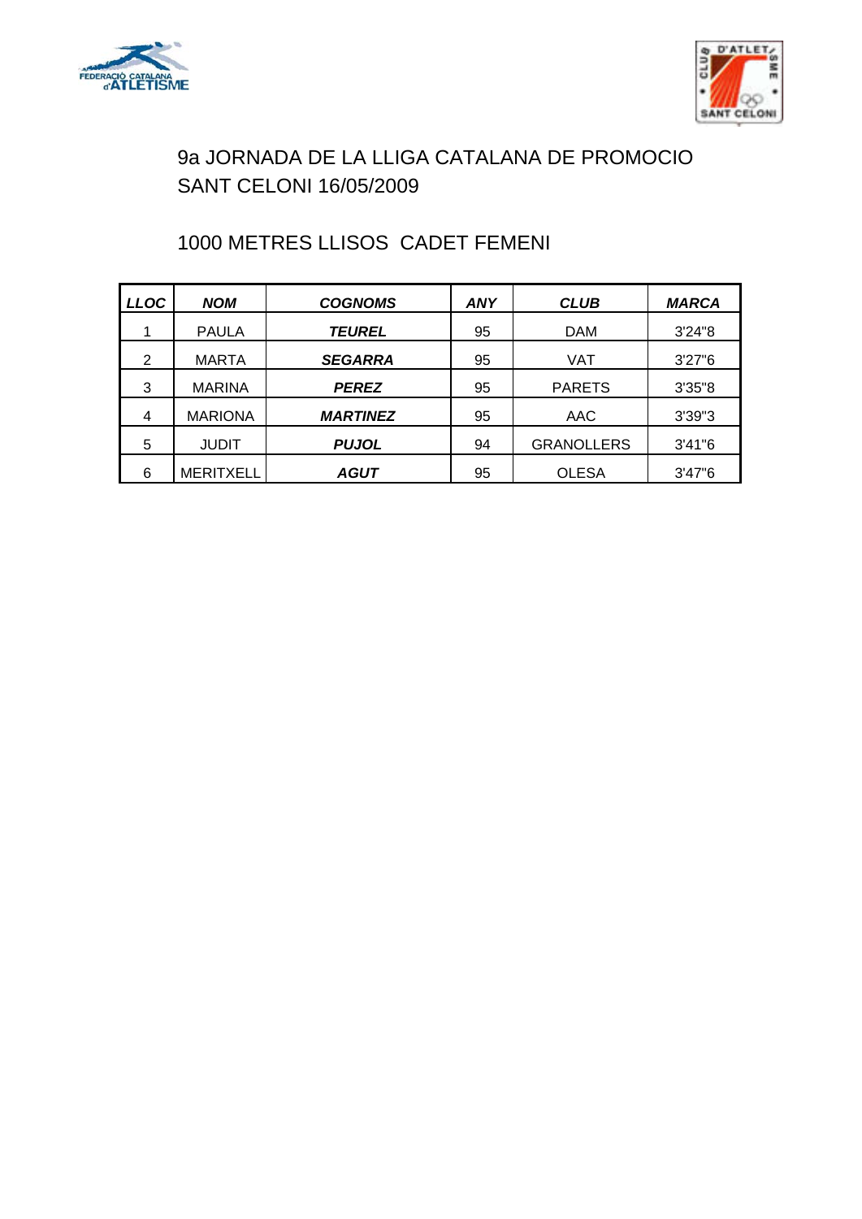# 9a JORNADA DE LA LLIGA CATALANA DE PROMOCIO
## SANT CELONI 16/05/2009

### 1000 METRES LLISOS CADET FEMENI

| ***LLOC*** | ***NOM*** | ***COGNOMS*** | ***ANY*** | ***CLUB*** | ***MARCA*** |
|---|---|---|---|---|---|
| 1 | PAULA | ***TEUREL*** | 95 | DAM | 3'24"8 |
| 2 | MARTA | ***SEGARRA*** | 95 | VAT | 3'27"6 |
| 3 | MARINA | ***PEREZ*** | 95 | PARETS | 3'35"8 |
| 4 | MARIONA | ***MARTINEZ*** | 95 | AAC | 3'39"3 |
| 5 | JUDIT | ***PUJOL*** | 94 | GRANOLLERS | 3'41"6 |
| 6 | MERITXELL | ***AGUT*** | 95 | OLESA | 3'47"6 |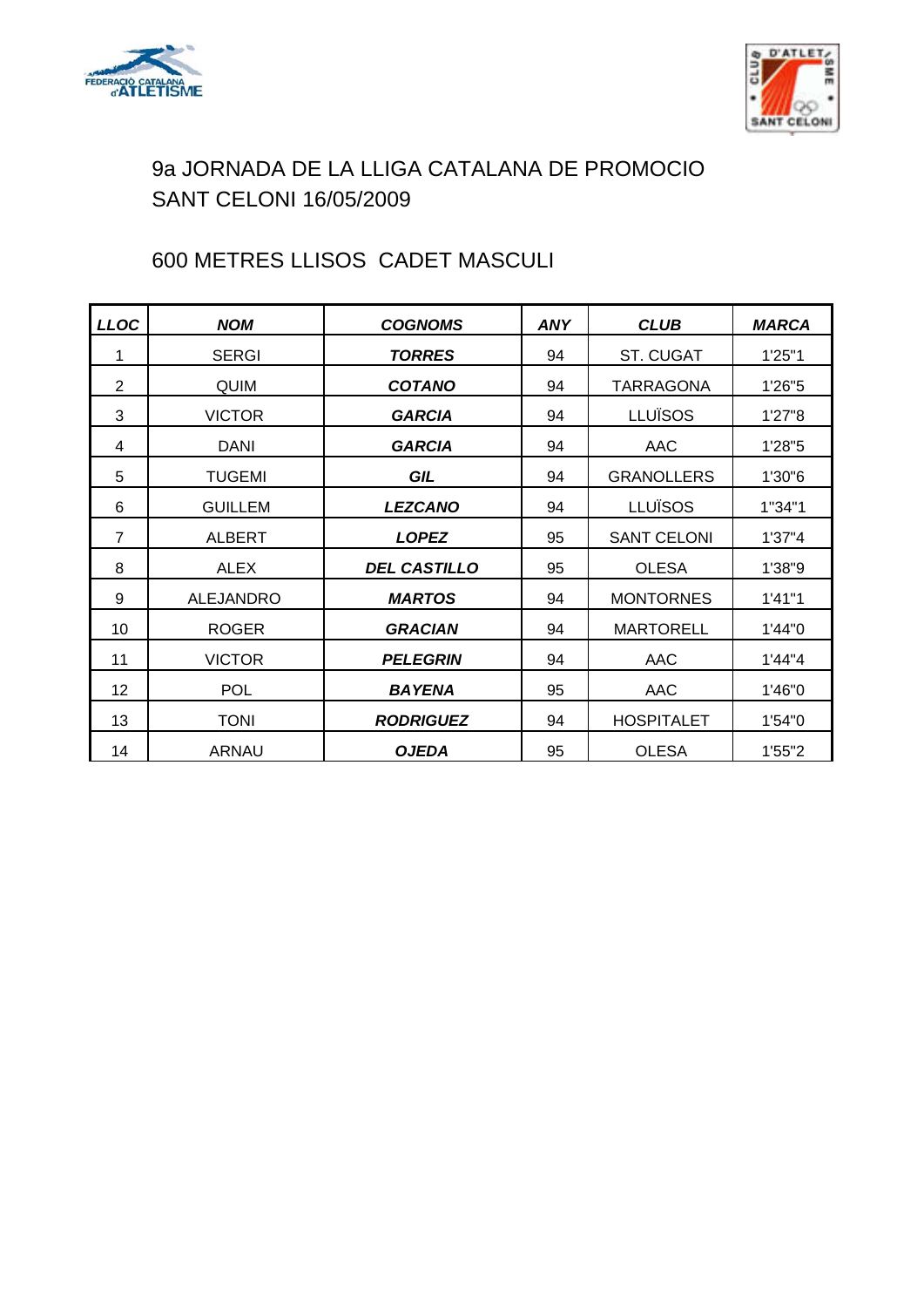# 9a JORNADA DE LA LLIGA CATALANA DE PROMOCIO
# SANT CELONI 16/05/2009

## 600 METRES LLISOS CADET MASCULI

| ***LLOC*** | ***NOM*** | ***COGNOMS*** | ***ANY*** | ***CLUB*** | ***MARCA*** |
|---|---|---|---|---|---|
| 1 | SERGI | ***TORRES*** | 94 | ST. CUGAT | 1'25"1 |
| 2 | QUIM | ***COTANO*** | 94 | TARRAGONA | 1'26"5 |
| 3 | VICTOR | ***GARCIA*** | 94 | LLUÏSOS | 1'27"8 |
| 4 | DANI | ***GARCIA*** | 94 | AAC | 1'28"5 |
| 5 | TUGEMI | ***GIL*** | 94 | GRANOLLERS | 1'30"6 |
| 6 | GUILLEM | ***LEZCANO*** | 94 | LLUÏSOS | 1"34"1 |
| 7 | ALBERT | ***LOPEZ*** | 95 | SANT CELONI | 1'37"4 |
| 8 | ALEX | ***DEL CASTILLO*** | 95 | OLESA | 1'38"9 |
| 9 | ALEJANDRO | ***MARTOS*** | 94 | MONTORNES | 1'41"1 |
| 10 | ROGER | ***GRACIAN*** | 94 | MARTORELL | 1'44"0 |
| 11 | VICTOR | ***PELEGRIN*** | 94 | AAC | 1'44"4 |
| 12 | POL | ***BAYENA*** | 95 | AAC | 1'46"0 |
| 13 | TONI | ***RODRIGUEZ*** | 94 | HOSPITALET | 1'54"0 |
| 14 | ARNAU | ***OJEDA*** | 95 | OLESA | 1'55"2 |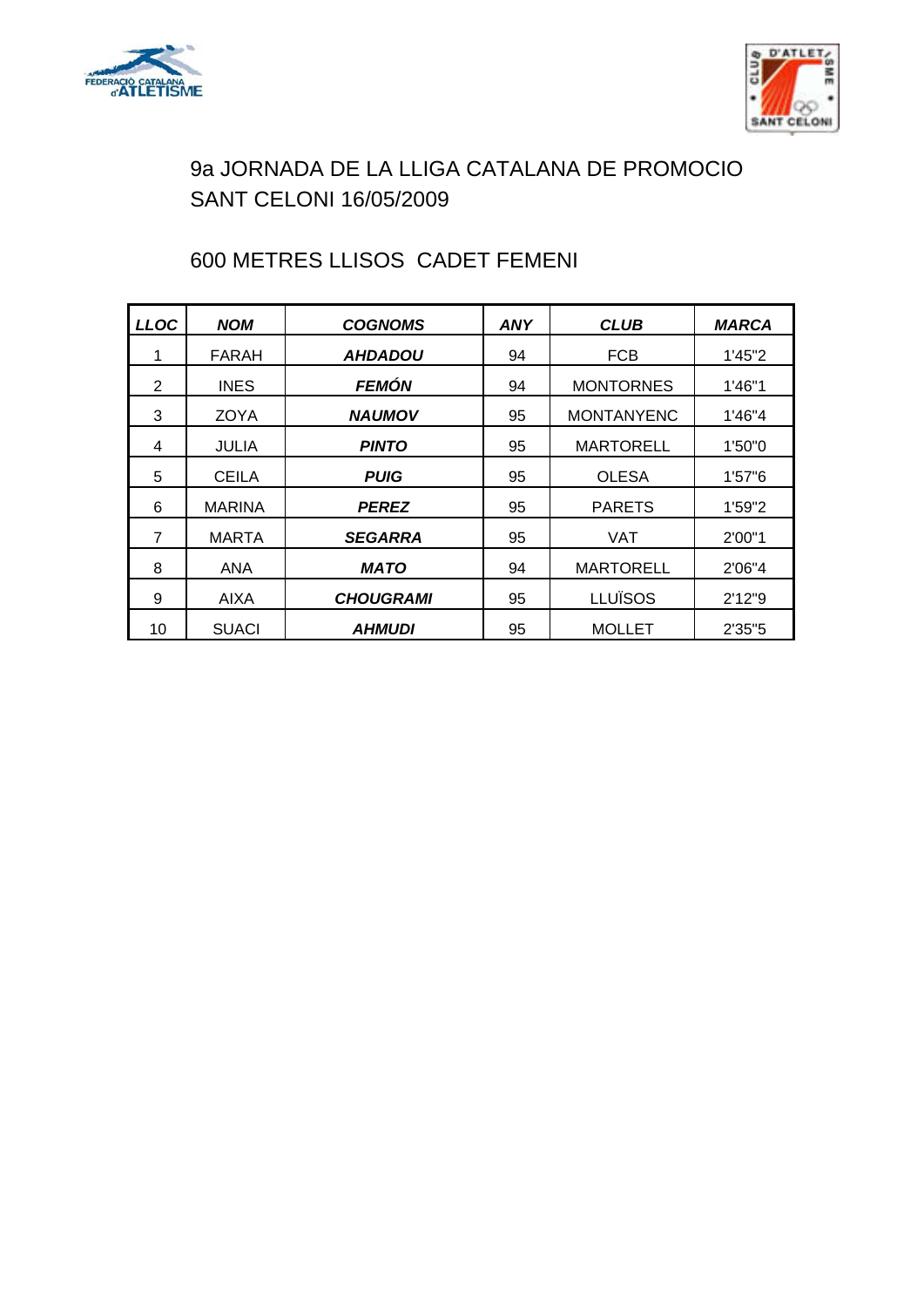# 9a JORNADA DE LA LLIGA CATALANA DE PROMOCIO
# SANT CELONI 16/05/2009

## 600 METRES LLISOS CADET FEMENI

| ***LLOC*** | ***NOM*** | ***COGNOMS*** | ***ANY*** | ***CLUB*** | ***MARCA*** |
|---|---|---|---|---|---|
| 1 | FARAH | ***AHDADOU*** | 94 | FCB | 1'45"2 |
| 2 | INES | ***FEMÓN*** | 94 | MONTORNES | 1'46"1 |
| 3 | ZOYA | ***NAUMOV*** | 95 | MONTANYENC | 1'46"4 |
| 4 | JULIA | ***PINTO*** | 95 | MARTORELL | 1'50"0 |
| 5 | CEILA | ***PUIG*** | 95 | OLESA | 1'57"6 |
| 6 | MARINA | ***PEREZ*** | 95 | PARETS | 1'59"2 |
| 7 | MARTA | ***SEGARRA*** | 95 | VAT | 2'00"1 |
| 8 | ANA | ***MATO*** | 94 | MARTORELL | 2'06"4 |
| 9 | AIXA | ***CHOUGRAMI*** | 95 | LLUÏSOS | 2'12"9 |
| 10 | SUACI | ***AHMUDI*** | 95 | MOLLET | 2'35"5 |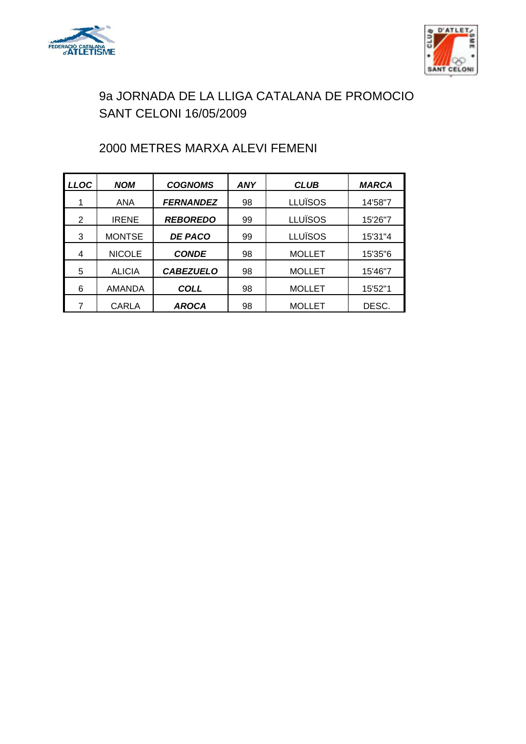# 9a JORNADA DE LA LLIGA CATALANA DE PROMOCIO
# SANT CELONI 16/05/2009

## 2000 METRES MARXA ALEVI FEMENI

| ***LLOC*** | ***NOM*** | ***COGNOMS*** | ***ANY*** | ***CLUB*** | ***MARCA*** |
|---|---|---|---|---|---|
| 1 | ANA | ***FERNANDEZ*** | 98 | LLUÏSOS | 14'58"7 |
| 2 | IRENE | ***REBOREDO*** | 99 | LLUÏSOS | 15'26"7 |
| 3 | MONTSE | ***DE PACO*** | 99 | LLUÏSOS | 15'31"4 |
| 4 | NICOLE | ***CONDE*** | 98 | MOLLET | 15'35"6 |
| 5 | ALICIA | ***CABEZUELO*** | 98 | MOLLET | 15'46"7 |
| 6 | AMANDA | ***COLL*** | 98 | MOLLET | 15'52"1 |
| 7 | CARLA | ***AROCA*** | 98 | MOLLET | DESC. |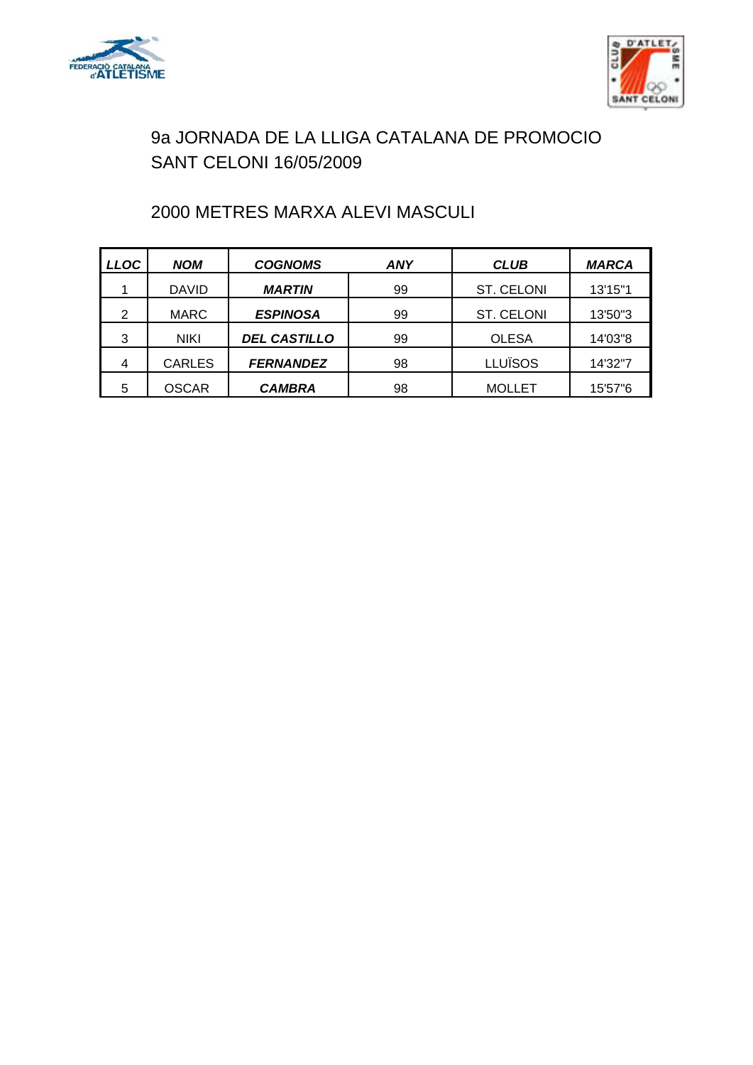# 9a JORNADA DE LA LLIGA CATALANA DE PROMOCIO
## SANT CELONI 16/05/2009

## 2000 METRES MARXA ALEVI MASCULI

| ***LLOC*** | ***NOM*** | ***COGNOMS*** | ***ANY*** | ***CLUB*** | ***MARCA*** |
|---|---|---|---|---|---|
| 1 | DAVID | ***MARTIN*** | 99 | ST. CELONI | 13'15"1 |
| 2 | MARC | ***ESPINOSA*** | 99 | ST. CELONI | 13'50"3 |
| 3 | NIKI | ***DEL CASTILLO*** | 99 | OLESA | 14'03"8 |
| 4 | CARLES | ***FERNANDEZ*** | 98 | LLUÏSOS | 14'32"7 |
| 5 | OSCAR | ***CAMBRA*** | 98 | MOLLET | 15'57"6 |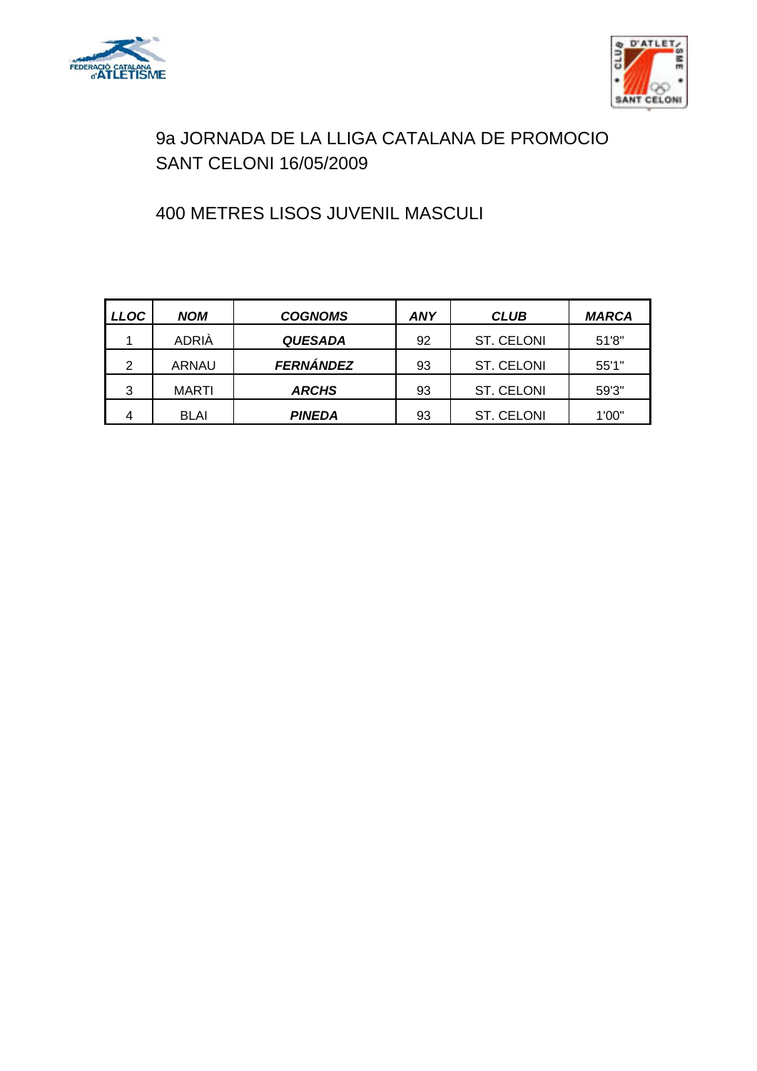# 9a JORNADA DE LA LLIGA CATALANA DE PROMOCIO
# SANT CELONI 16/05/2009

## 400 METRES LISOS JUVENIL MASCULI

| ***LLOC*** | ***NOM*** | ***COGNOMS*** | ***ANY*** | ***CLUB*** | ***MARCA*** |
|---|---|---|---|---|---|
| 1 | ADRIÀ | ***QUESADA*** | 92 | ST. CELONI | 51'8" |
| 2 | ARNAU | ***FERNÁNDEZ*** | 93 | ST. CELONI | 55'1" |
| 3 | MARTI | ***ARCHS*** | 93 | ST. CELONI | 59'3" |
| 4 | BLAI | ***PINEDA*** | 93 | ST. CELONI | 1'00" |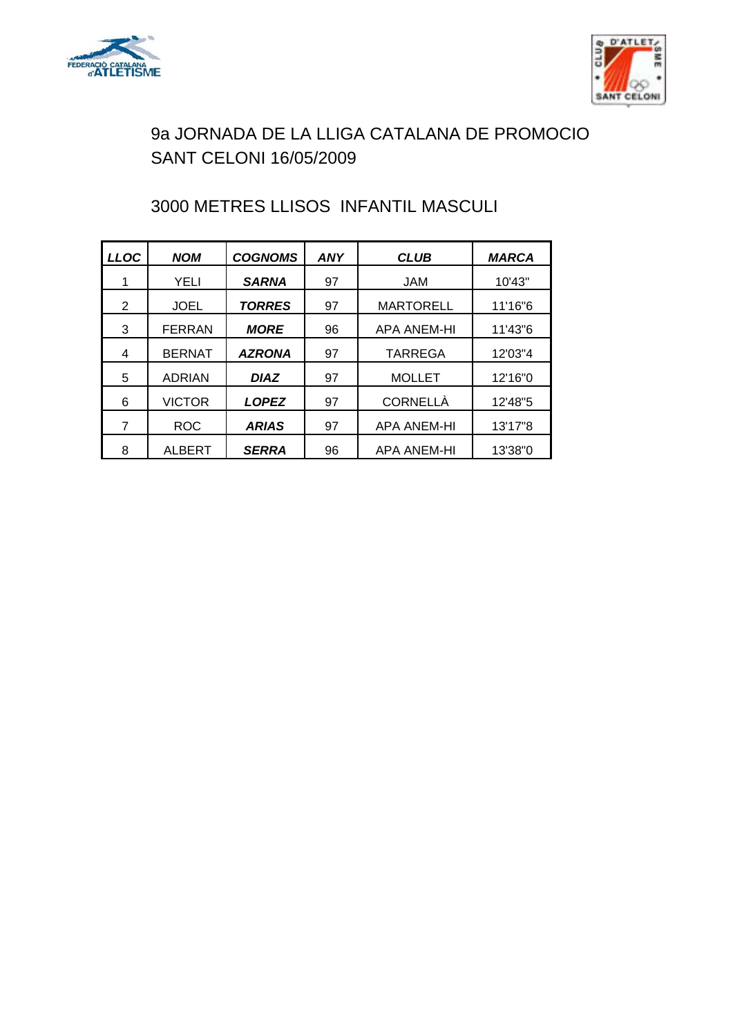# 9a JORNADA DE LA LLIGA CATALANA DE PROMOCIO
# SANT CELONI 16/05/2009

## 3000 METRES LLISOS INFANTIL MASCULI

| *LLOC* | *NOM* | *COGNOMS* | *ANY* | *CLUB* | *MARCA* |
|---|---|---|---|---|---|
| 1 | YELI | ***SARNA*** | 97 | JAM | 10'43" |
| 2 | JOEL | ***TORRES*** | 97 | MARTORELL | 11'16"6 |
| 3 | FERRAN | ***MORE*** | 96 | APA ANEM-HI | 11'43"6 |
| 4 | BERNAT | ***AZRONA*** | 97 | TARREGA | 12'03"4 |
| 5 | ADRIAN | ***DIAZ*** | 97 | MOLLET | 12'16"0 |
| 6 | VICTOR | ***LOPEZ*** | 97 | CORNELLÀ | 12'48"5 |
| 7 | ROC | ***ARIAS*** | 97 | APA ANEM-HI | 13'17"8 |
| 8 | ALBERT | ***SERRA*** | 96 | APA ANEM-HI | 13'38"0 |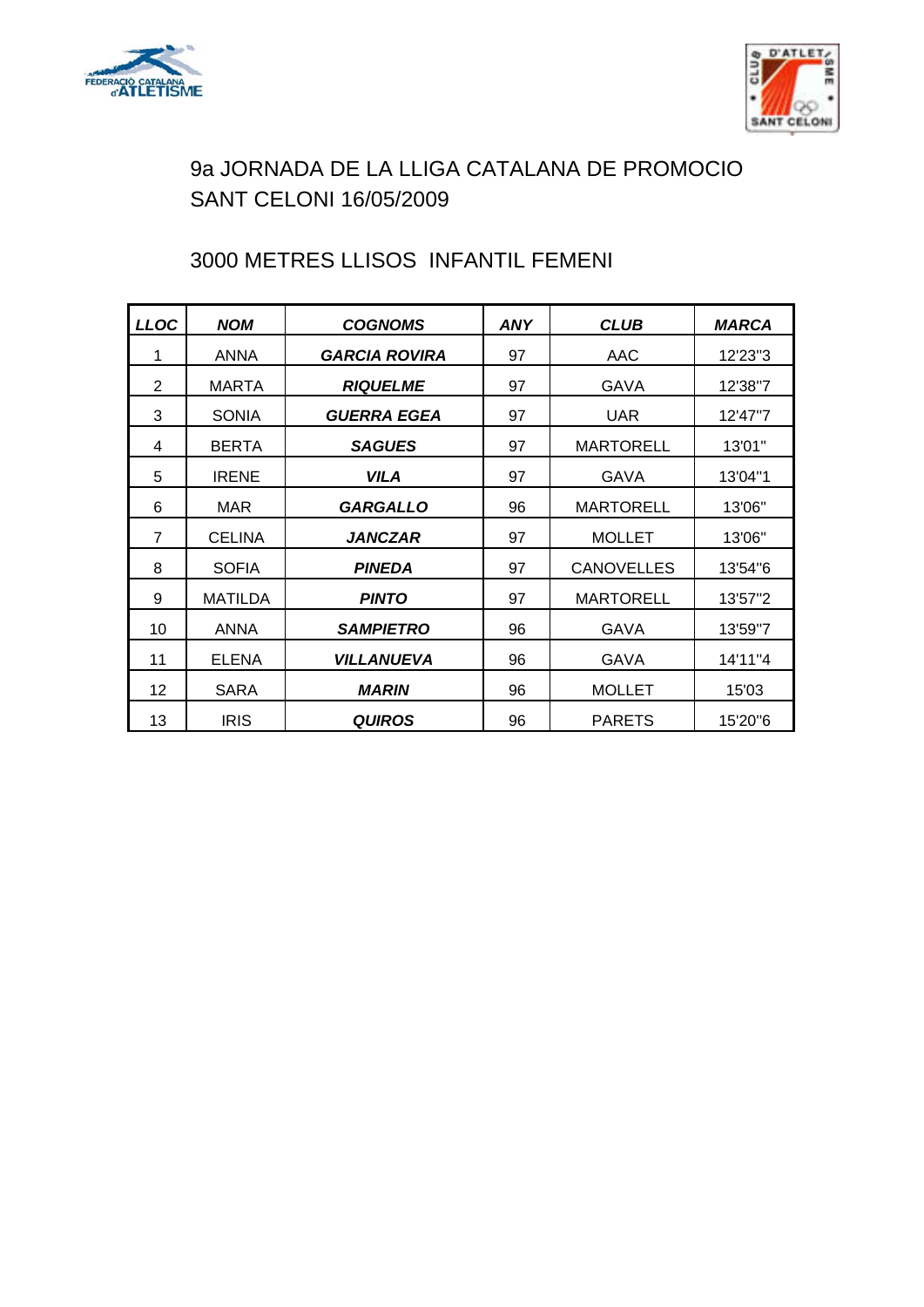# 9a JORNADA DE LA LLIGA CATALANA DE PROMOCIO
## SANT CELONI 16/05/2009

## 3000 METRES LLISOS INFANTIL FEMENI

| ***LLOC*** | ***NOM*** | ***COGNOMS*** | ***ANY*** | ***CLUB*** | ***MARCA*** |
|---|---|---|---|---|---|
| 1 | ANNA | ***GARCIA ROVIRA*** | 97 | AAC | 12'23"3 |
| 2 | MARTA | ***RIQUELME*** | 97 | GAVA | 12'38"7 |
| 3 | SONIA | ***GUERRA EGEA*** | 97 | UAR | 12'47"7 |
| 4 | BERTA | ***SAGUES*** | 97 | MARTORELL | 13'01" |
| 5 | IRENE | ***VILA*** | 97 | GAVA | 13'04"1 |
| 6 | MAR | ***GARGALLO*** | 96 | MARTORELL | 13'06" |
| 7 | CELINA | ***JANCZAR*** | 97 | MOLLET | 13'06" |
| 8 | SOFIA | ***PINEDA*** | 97 | CANOVELLES | 13'54"6 |
| 9 | MATILDA | ***PINTO*** | 97 | MARTORELL | 13'57"2 |
| 10 | ANNA | ***SAMPIETRO*** | 96 | GAVA | 13'59"7 |
| 11 | ELENA | ***VILLANUEVA*** | 96 | GAVA | 14'11"4 |
| 12 | SARA | ***MARIN*** | 96 | MOLLET | 15'03 |
| 13 | IRIS | ***QUIROS*** | 96 | PARETS | 15'20"6 |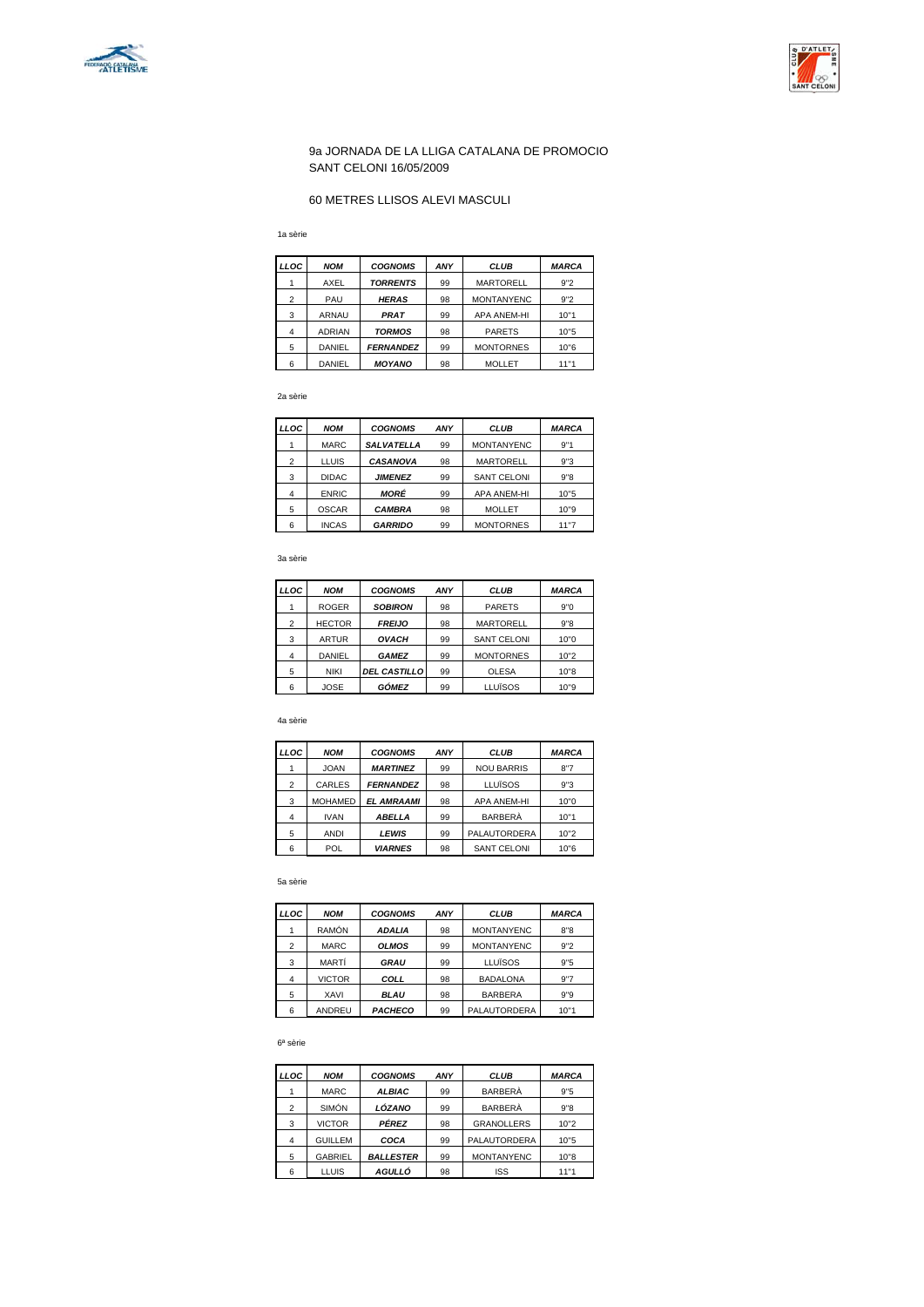9a JORNADA DE LA LLIGA CATALANA DE PROMOCIO
SANT CELONI 16/05/2009

60 METRES LLISOS ALEVI MASCULI

1a sèrie

| LLOC | NOM | COGNOMS | ANY | CLUB | MARCA |
|---|---|---|---|---|---|
| 1 | AXEL | TORRENTS | 99 | MARTORELL | 9"2 |
| 2 | PAU | HERAS | 98 | MONTANYENC | 9"2 |
| 3 | ARNAU | PRAT | 99 | APA ANEM-HI | 10"1 |
| 4 | ADRIAN | TORMOS | 98 | PARETS | 10"5 |
| 5 | DANIEL | FERNANDEZ | 99 | MONTORNES | 10"6 |
| 6 | DANIEL | MOYANO | 98 | MOLLET | 11"1 |

2a sèrie

| LLOC | NOM | COGNOMS | ANY | CLUB | MARCA |
|---|---|---|---|---|---|
| 1 | MARC | SALVATELLA | 99 | MONTANYENC | 9"1 |
| 2 | LLUIS | CASANOVA | 98 | MARTORELL | 9"3 |
| 3 | DIDAC | JIMENEZ | 99 | SANT CELONI | 9"8 |
| 4 | ENRIC | MORÉ | 99 | APA ANEM-HI | 10"5 |
| 5 | OSCAR | CAMBRA | 98 | MOLLET | 10"9 |
| 6 | INCAS | GARRIDO | 99 | MONTORNES | 11"7 |

3a sèrie

| LLOC | NOM | COGNOMS | ANY | CLUB | MARCA |
|---|---|---|---|---|---|
| 1 | ROGER | SOBIRON | 98 | PARETS | 9"0 |
| 2 | HECTOR | FREIJO | 98 | MARTORELL | 9"8 |
| 3 | ARTUR | OVACH | 99 | SANT CELONI | 10"0 |
| 4 | DANIEL | GAMEZ | 99 | MONTORNES | 10"2 |
| 5 | NIKI | DEL CASTILLO | 99 | OLESA | 10"8 |
| 6 | JOSE | GÓMEZ | 99 | LLUÏSOS | 10"9 |

4a sèrie

| LLOC | NOM | COGNOMS | ANY | CLUB | MARCA |
|---|---|---|---|---|---|
| 1 | JOAN | MARTINEZ | 99 | NOU BARRIS | 8"7 |
| 2 | CARLES | FERNANDEZ | 98 | LLUÏSOS | 9"3 |
| 3 | MOHAMED | EL AMRAAMI | 98 | APA ANEM-HI | 10"0 |
| 4 | IVAN | ABELLA | 99 | BARBERÀ | 10"1 |
| 5 | ANDI | LEWIS | 99 | PALAUTORDERA | 10"2 |
| 6 | POL | VIARNES | 98 | SANT CELONI | 10"6 |

5a sèrie

| LLOC | NOM | COGNOMS | ANY | CLUB | MARCA |
|---|---|---|---|---|---|
| 1 | RAMÓN | ADALIA | 98 | MONTANYENC | 8"8 |
| 2 | MARC | OLMOS | 99 | MONTANYENC | 9"2 |
| 3 | MARTÍ | GRAU | 99 | LLUÏSOS | 9"5 |
| 4 | VICTOR | COLL | 98 | BADALONA | 9"7 |
| 5 | XAVI | BLAU | 98 | BARBERA | 9"9 |
| 6 | ANDREU | PACHECO | 99 | PALAUTORDERA | 10"1 |

6ª sèrie

| LLOC | NOM | COGNOMS | ANY | CLUB | MARCA |
|---|---|---|---|---|---|
| 1 | MARC | ALBIAC | 99 | BARBERÀ | 9"5 |
| 2 | SIMÓN | LÓZANO | 99 | BARBERÀ | 9"8 |
| 3 | VICTOR | PÉREZ | 98 | GRANOLLERS | 10"2 |
| 4 | GUILLEM | COCA | 99 | PALAUTORDERA | 10"5 |
| 5 | GABRIEL | BALLESTER | 99 | MONTANYENC | 10"8 |
| 6 | LLUIS | AGULLÓ | 98 | ISS | 11"1 |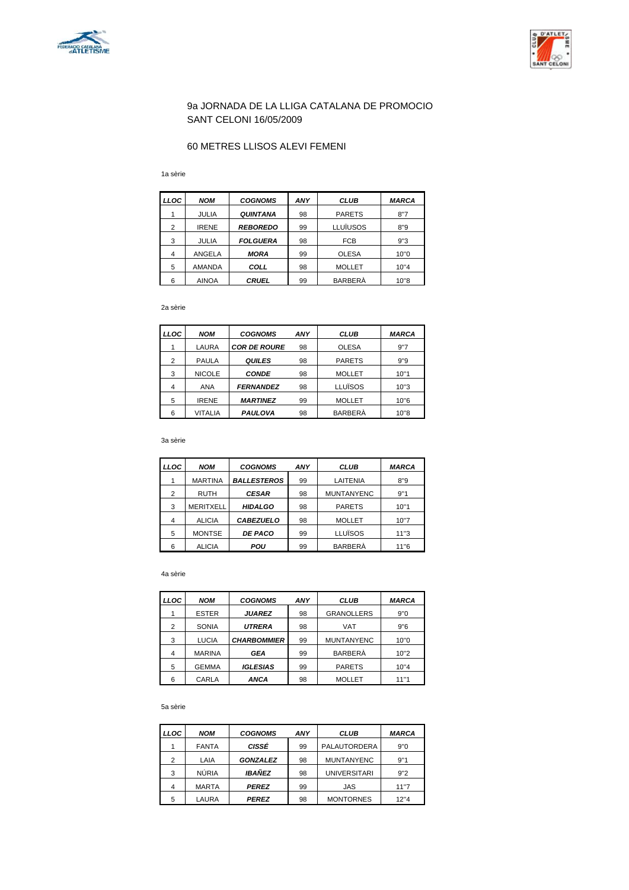9a JORNADA DE LA LLIGA CATALANA DE PROMOCIO
SANT CELONI 16/05/2009

60 METRES LLISOS ALEVI FEMENI

1a sèrie

| LLOC | NOM | COGNOMS | ANY | CLUB | MARCA |
|---|---|---|---|---|---|
| 1 | JULIA | **QUINTANA** | 98 | PARETS | 8"7 |
| 2 | IRENE | **REBOREDO** | 99 | LLUÏSOS | 8"9 |
| 3 | JULIA | **FOLGUERA** | 98 | FCB | 9"3 |
| 4 | ANGELA | **MORA** | 99 | OLESA | 10"0 |
| 5 | AMANDA | **COLL** | 98 | MOLLET | 10"4 |
| 6 | AINOA | **CRUEL** | 99 | BARBERÀ | 10"8 |

2a sèrie

| LLOC | NOM | COGNOMS | ANY | CLUB | MARCA |
|---|---|---|---|---|---|
| 1 | LAURA | **COR DE ROURE** | 98 | OLESA | 9"7 |
| 2 | PAULA | **QUILES** | 98 | PARETS | 9"9 |
| 3 | NICOLE | **CONDE** | 98 | MOLLET | 10"1 |
| 4 | ANA | **FERNANDEZ** | 98 | LLUÏSOS | 10"3 |
| 5 | IRENE | **MARTINEZ** | 99 | MOLLET | 10"6 |
| 6 | VITALIA | **PAULOVA** | 98 | BARBERÀ | 10"8 |

3a sèrie

| LLOC | NOM | COGNOMS | ANY | CLUB | MARCA |
|---|---|---|---|---|---|
| 1 | MARTINA | **BALLESTEROS** | 99 | LAITENIA | 8"9 |
| 2 | RUTH | **CESAR** | 98 | MUNTANYENC | 9"1 |
| 3 | MERITXELL | **HIDALGO** | 98 | PARETS | 10"1 |
| 4 | ALICIA | **CABEZUELO** | 98 | MOLLET | 10"7 |
| 5 | MONTSE | **DE PACO** | 99 | LLUÏSOS | 11"3 |
| 6 | ALICIA | **POU** | 99 | BARBERÀ | 11"6 |

4a sèrie

| LLOC | NOM | COGNOMS | ANY | CLUB | MARCA |
|---|---|---|---|---|---|
| 1 | ESTER | **JUAREZ** | 98 | GRANOLLERS | 9"0 |
| 2 | SONIA | **UTRERA** | 98 | VAT | 9"6 |
| 3 | LUCIA | **CHARBOMMIER** | 99 | MUNTANYENC | 10"0 |
| 4 | MARINA | **GEA** | 99 | BARBERÀ | 10"2 |
| 5 | GEMMA | **IGLESIAS** | 99 | PARETS | 10"4 |
| 6 | CARLA | **ANCA** | 98 | MOLLET | 11"1 |

5a sèrie

| LLOC | NOM | COGNOMS | ANY | CLUB | MARCA |
|---|---|---|---|---|---|
| 1 | FANTA | **CISSÉ** | 99 | PALAUTORDERA | 9"0 |
| 2 | LAIA | **GONZALEZ** | 98 | MUNTANYENC | 9"1 |
| 3 | NÚRIA | **IBAÑEZ** | 98 | UNIVERSITARI | 9"2 |
| 4 | MARTA | **PEREZ** | 99 | JAS | 11"7 |
| 5 | LAURA | **PEREZ** | 98 | MONTORNES | 12"4 |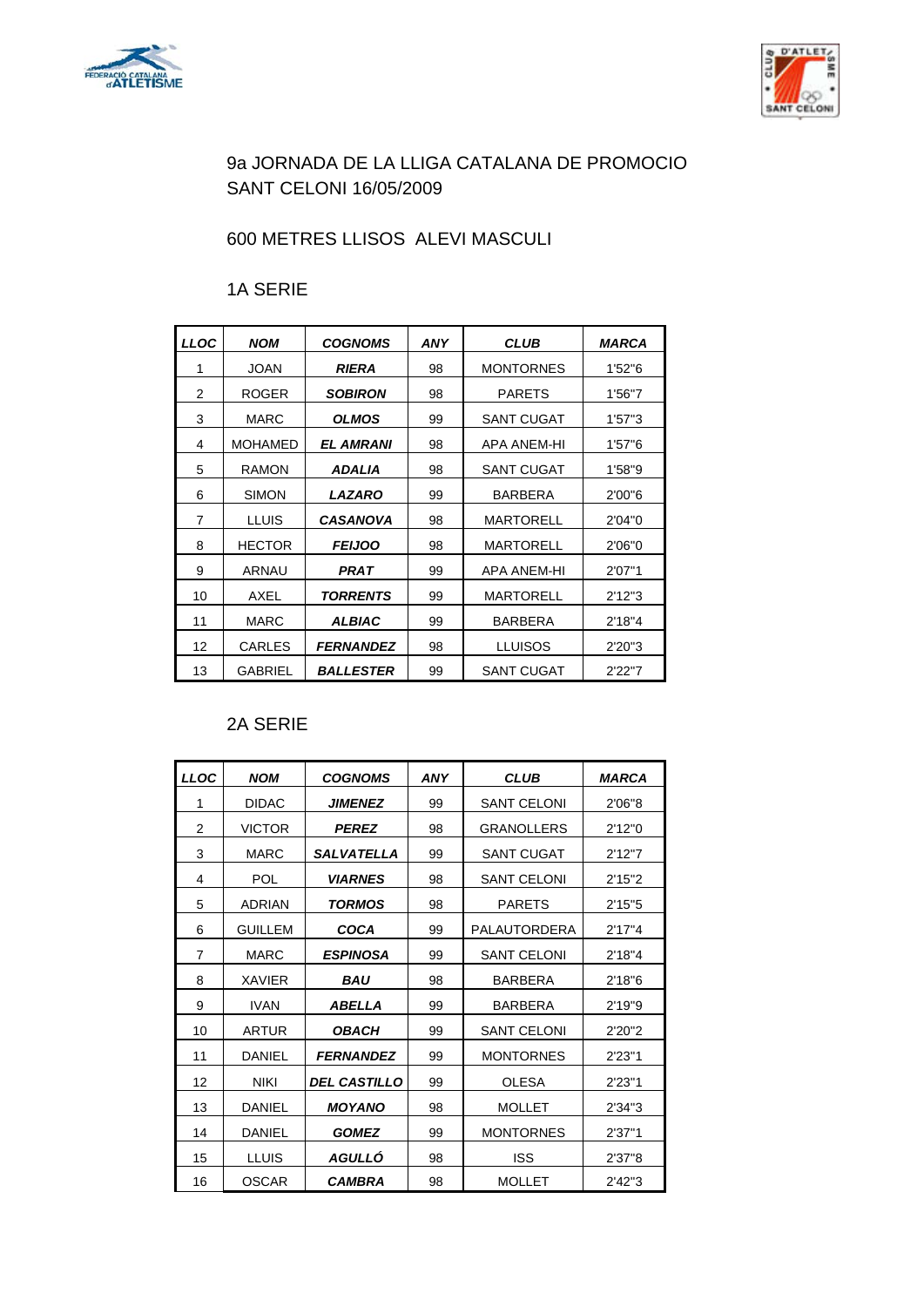# 9a JORNADA DE LA LLIGA CATALANA DE PROMOCIO
# SANT CELONI 16/05/2009

## 600 METRES LLISOS ALEVI MASCULI

### 1A SERIE

| LLOC | NOM | COGNOMS | ANY | CLUB | MARCA |
|---|---|---|---|---|---|
| 1 | JOAN | ***RIERA*** | 98 | MONTORNES | 1'52"6 |
| 2 | ROGER | ***SOBIRON*** | 98 | PARETS | 1'56"7 |
| 3 | MARC | ***OLMOS*** | 99 | SANT CUGAT | 1'57"3 |
| 4 | MOHAMED | ***EL AMRANI*** | 98 | APA ANEM-HI | 1'57"6 |
| 5 | RAMON | ***ADALIA*** | 98 | SANT CUGAT | 1'58"9 |
| 6 | SIMON | ***LAZARO*** | 99 | BARBERA | 2'00"6 |
| 7 | LLUIS | ***CASANOVA*** | 98 | MARTORELL | 2'04"0 |
| 8 | HECTOR | ***FEIJOO*** | 98 | MARTORELL | 2'06"0 |
| 9 | ARNAU | ***PRAT*** | 99 | APA ANEM-HI | 2'07"1 |
| 10 | AXEL | ***TORRENTS*** | 99 | MARTORELL | 2'12"3 |
| 11 | MARC | ***ALBIAC*** | 99 | BARBERA | 2'18"4 |
| 12 | CARLES | ***FERNANDEZ*** | 98 | LLUISOS | 2'20"3 |
| 13 | GABRIEL | ***BALLESTER*** | 99 | SANT CUGAT | 2'22"7 |

### 2A SERIE

| LLOC | NOM | COGNOMS | ANY | CLUB | MARCA |
|---|---|---|---|---|---|
| 1 | DIDAC | ***JIMENEZ*** | 99 | SANT CELONI | 2'06"8 |
| 2 | VICTOR | ***PEREZ*** | 98 | GRANOLLERS | 2'12"0 |
| 3 | MARC | ***SALVATELLA*** | 99 | SANT CUGAT | 2'12"7 |
| 4 | POL | ***VIARNES*** | 98 | SANT CELONI | 2'15"2 |
| 5 | ADRIAN | ***TORMOS*** | 98 | PARETS | 2'15"5 |
| 6 | GUILLEM | ***COCA*** | 99 | PALAUTORDERA | 2'17"4 |
| 7 | MARC | ***ESPINOSA*** | 99 | SANT CELONI | 2'18"4 |
| 8 | XAVIER | ***BAU*** | 98 | BARBERA | 2'18"6 |
| 9 | IVAN | ***ABELLA*** | 99 | BARBERA | 2'19"9 |
| 10 | ARTUR | ***OBACH*** | 99 | SANT CELONI | 2'20"2 |
| 11 | DANIEL | ***FERNANDEZ*** | 99 | MONTORNES | 2'23"1 |
| 12 | NIKI | ***DEL CASTILLO*** | 99 | OLESA | 2'23"1 |
| 13 | DANIEL | ***MOYANO*** | 98 | MOLLET | 2'34"3 |
| 14 | DANIEL | ***GOMEZ*** | 99 | MONTORNES | 2'37"1 |
| 15 | LLUIS | ***AGULLÓ*** | 98 | ISS | 2'37"8 |
| 16 | OSCAR | ***CAMBRA*** | 98 | MOLLET | 2'42"3 |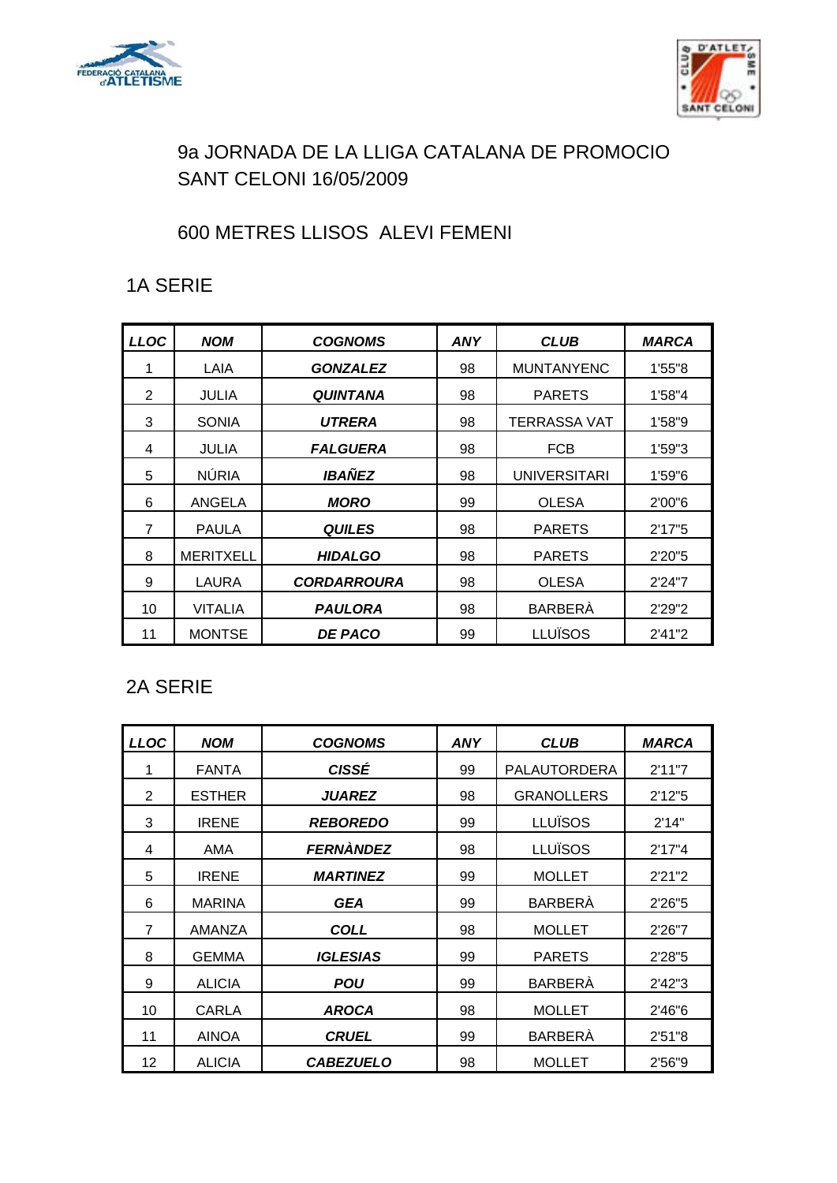# 9a JORNADA DE LA LLIGA CATALANA DE PROMOCIO
# SANT CELONI 16/05/2009

## 600 METRES LLISOS ALEVI FEMENI

### 1A SERIE

| ***LLOC*** | ***NOM*** | ***COGNOMS*** | ***ANY*** | ***CLUB*** | ***MARCA*** |
|---|---|---|---|---|---|
| 1 | LAIA | ***GONZALEZ*** | 98 | MUNTANYENC | 1'55"8 |
| 2 | JULIA | ***QUINTANA*** | 98 | PARETS | 1'58"4 |
| 3 | SONIA | ***UTRERA*** | 98 | TERRASSA VAT | 1'58"9 |
| 4 | JULIA | ***FALGUERA*** | 98 | FCB | 1'59"3 |
| 5 | NÚRIA | ***IBAÑEZ*** | 98 | UNIVERSITARI | 1'59"6 |
| 6 | ANGELA | ***MORO*** | 99 | OLESA | 2'00"6 |
| 7 | PAULA | ***QUILES*** | 98 | PARETS | 2'17"5 |
| 8 | MERITXELL | ***HIDALGO*** | 98 | PARETS | 2'20"5 |
| 9 | LAURA | ***CORDARROURA*** | 98 | OLESA | 2'24"7 |
| 10 | VITALIA | ***PAULORA*** | 98 | BARBERÀ | 2'29"2 |
| 11 | MONTSE | ***DE PACO*** | 99 | LLUÏSOS | 2'41"2 |

### 2A SERIE

| ***LLOC*** | ***NOM*** | ***COGNOMS*** | ***ANY*** | ***CLUB*** | ***MARCA*** |
|---|---|---|---|---|---|
| 1 | FANTA | ***CISSÉ*** | 99 | PALAUTORDERA | 2'11"7 |
| 2 | ESTHER | ***JUAREZ*** | 98 | GRANOLLERS | 2'12"5 |
| 3 | IRENE | ***REBOREDO*** | 99 | LLUÏSOS | 2'14" |
| 4 | AMA | ***FERNÀNDEZ*** | 98 | LLUÏSOS | 2'17"4 |
| 5 | IRENE | ***MARTINEZ*** | 99 | MOLLET | 2'21"2 |
| 6 | MARINA | ***GEA*** | 99 | BARBERÀ | 2'26"5 |
| 7 | AMANZA | ***COLL*** | 98 | MOLLET | 2'26"7 |
| 8 | GEMMA | ***IGLESIAS*** | 99 | PARETS | 2'28"5 |
| 9 | ALICIA | ***POU*** | 99 | BARBERÀ | 2'42"3 |
| 10 | CARLA | ***AROCA*** | 98 | MOLLET | 2'46"6 |
| 11 | AINOA | ***CRUEL*** | 99 | BARBERÀ | 2'51"8 |
| 12 | ALICIA | ***CABEZUELO*** | 98 | MOLLET | 2'56"9 |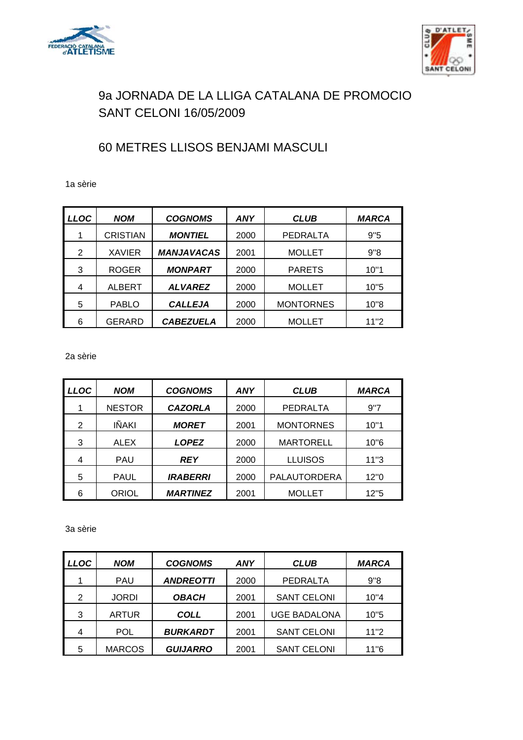# 9a JORNADA DE LA LLIGA CATALANA DE PROMOCIO
# SANT CELONI 16/05/2009

## 60 METRES LLISOS BENJAMI MASCULI

1a sèrie

| LLOC | NOM | COGNOMS | ANY | CLUB | MARCA |
|---|---|---|---|---|---|
| 1 | CRISTIAN | **MONTIEL** | 2000 | PEDRALTA | 9"5 |
| 2 | XAVIER | **MANJAVACAS** | 2001 | MOLLET | 9"8 |
| 3 | ROGER | **MONPART** | 2000 | PARETS | 10"1 |
| 4 | ALBERT | **ALVAREZ** | 2000 | MOLLET | 10"5 |
| 5 | PABLO | **CALLEJA** | 2000 | MONTORNES | 10"8 |
| 6 | GERARD | **CABEZUELA** | 2000 | MOLLET | 11"2 |

2a sèrie

| LLOC | NOM | COGNOMS | ANY | CLUB | MARCA |
|---|---|---|---|---|---|
| 1 | NESTOR | **CAZORLA** | 2000 | PEDRALTA | 9"7 |
| 2 | IÑAKI | **MORET** | 2001 | MONTORNES | 10"1 |
| 3 | ALEX | **LOPEZ** | 2000 | MARTORELL | 10"6 |
| 4 | PAU | **REY** | 2000 | LLUISOS | 11"3 |
| 5 | PAUL | **IRABERRI** | 2000 | PALAUTORDERA | 12"0 |
| 6 | ORIOL | **MARTINEZ** | 2001 | MOLLET | 12"5 |

3a sèrie

| LLOC | NOM | COGNOMS | ANY | CLUB | MARCA |
|---|---|---|---|---|---|
| 1 | PAU | **ANDREOTTI** | 2000 | PEDRALTA | 9"8 |
| 2 | JORDI | **OBACH** | 2001 | SANT CELONI | 10"4 |
| 3 | ARTUR | **COLL** | 2001 | UGE BADALONA | 10"5 |
| 4 | POL | **BURKARDT** | 2001 | SANT CELONI | 11"2 |
| 5 | MARCOS | **GUIJARRO** | 2001 | SANT CELONI | 11"6 |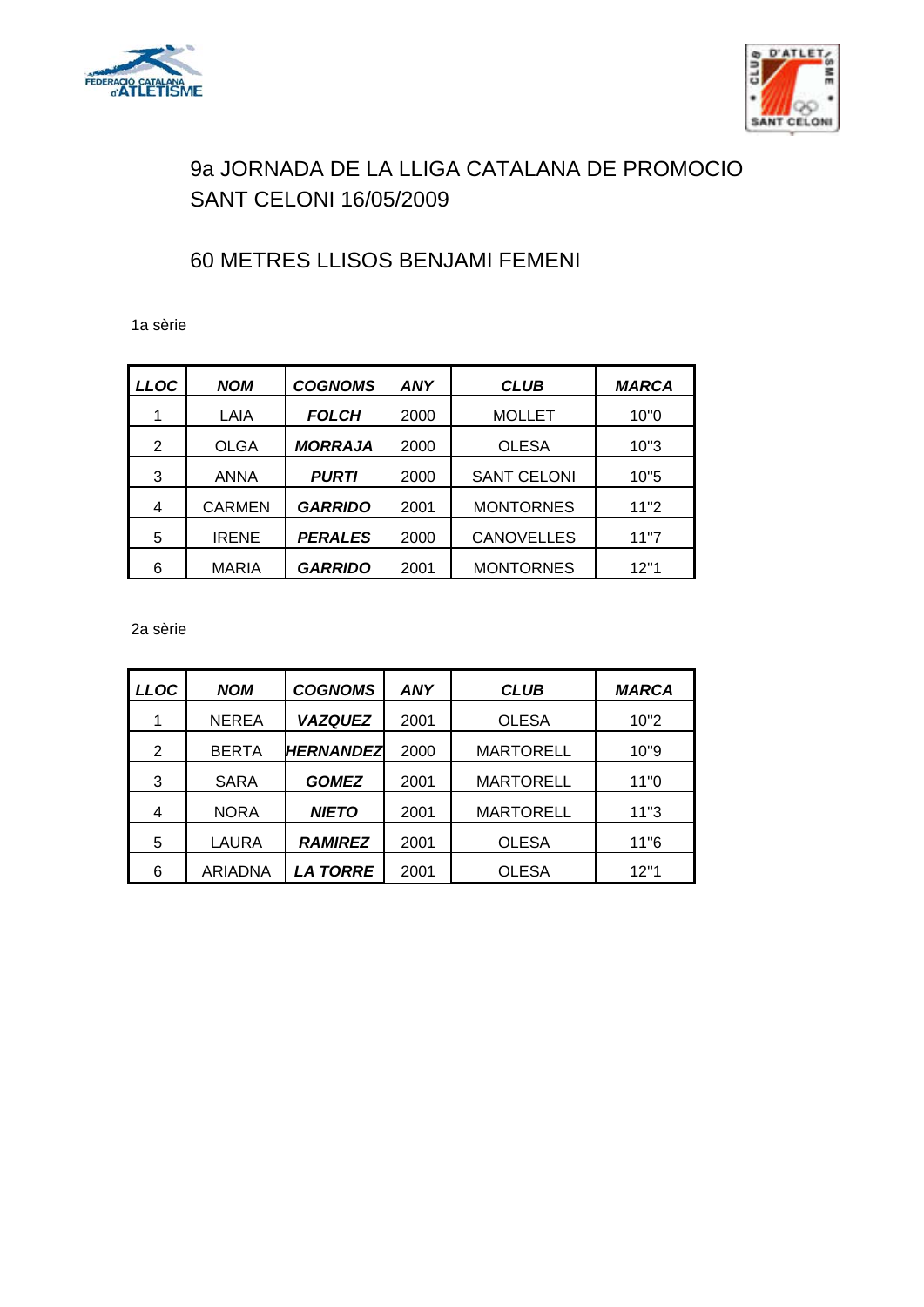# 9a JORNADA DE LA LLIGA CATALANA DE PROMOCIO
# SANT CELONI 16/05/2009

## 60 METRES LLISOS BENJAMI FEMENI

1a sèrie

| *LLOC* | *NOM* | *COGNOMS* | *ANY* | *CLUB* | *MARCA* |
|---|---|---|---|---|---|
| 1 | LAIA | ***FOLCH*** | 2000 | MOLLET | 10"0 |
| 2 | OLGA | ***MORRAJA*** | 2000 | OLESA | 10"3 |
| 3 | ANNA | ***PURTI*** | 2000 | SANT CELONI | 10"5 |
| 4 | CARMEN | ***GARRIDO*** | 2001 | MONTORNES | 11"2 |
| 5 | IRENE | ***PERALES*** | 2000 | CANOVELLES | 11"7 |
| 6 | MARIA | ***GARRIDO*** | 2001 | MONTORNES | 12"1 |

2a sèrie

| *LLOC* | *NOM* | *COGNOMS* | *ANY* | *CLUB* | *MARCA* |
|---|---|---|---|---|---|
| 1 | NEREA | ***VAZQUEZ*** | 2001 | OLESA | 10"2 |
| 2 | BERTA | ***HERNANDEZ*** | 2000 | MARTORELL | 10"9 |
| 3 | SARA | ***GOMEZ*** | 2001 | MARTORELL | 11"0 |
| 4 | NORA | ***NIETO*** | 2001 | MARTORELL | 11"3 |
| 5 | LAURA | ***RAMIREZ*** | 2001 | OLESA | 11"6 |
| 6 | ARIADNA | ***LA TORRE*** | 2001 | OLESA | 12"1 |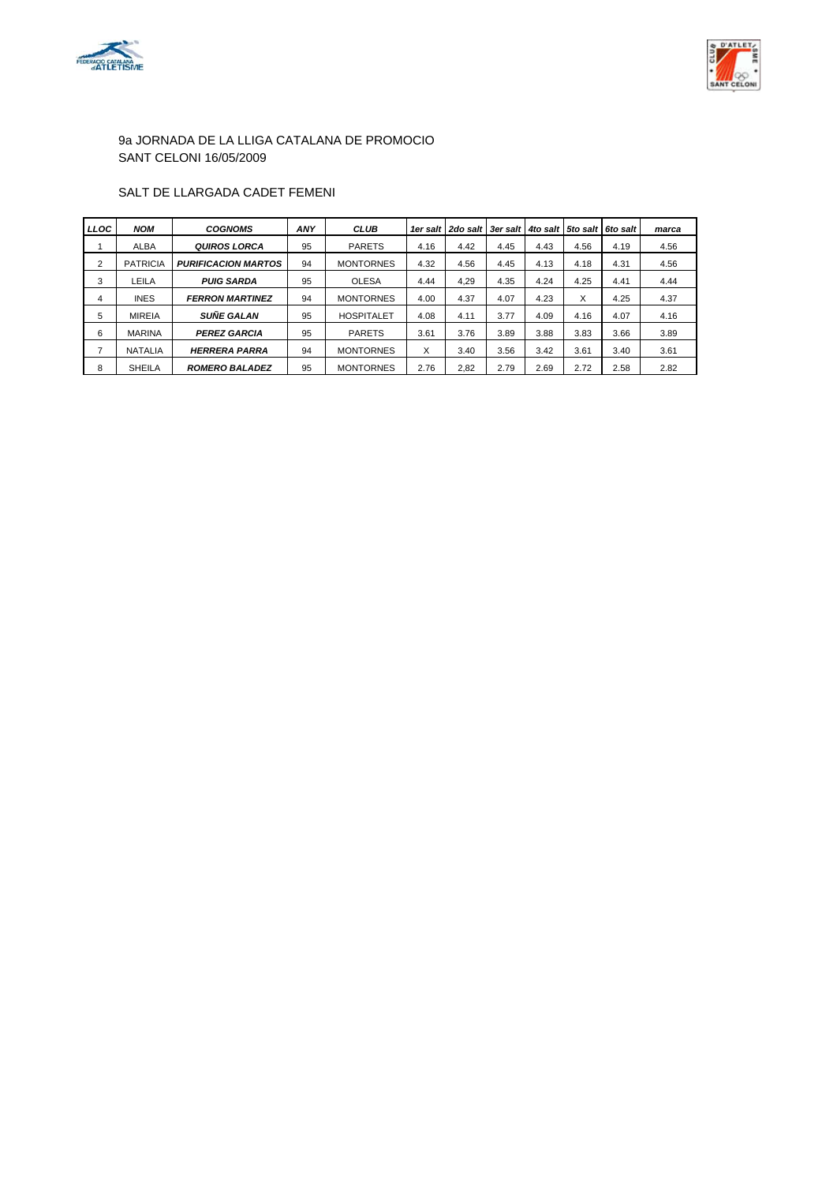9a JORNADA DE LA LLIGA CATALANA DE PROMOCIO
SANT CELONI 16/05/2009

SALT DE LLARGADA CADET FEMENI

| LLOC | NOM | COGNOMS | ANY | CLUB | 1er salt | 2do salt | 3er salt | 4to salt | 5to salt | 6to salt | marca |
|---|---|---|---|---|---|---|---|---|---|---|---|
| 1 | ALBA | ***QUIROS LORCA*** | 95 | PARETS | 4.16 | 4.42 | 4.45 | 4.43 | 4.56 | 4.19 | 4.56 |
| 2 | PATRICIA | ***PURIFICACION MARTOS*** | 94 | MONTORNES | 4.32 | 4.56 | 4.45 | 4.13 | 4.18 | 4.31 | 4.56 |
| 3 | LEILA | ***PUIG SARDA*** | 95 | OLESA | 4.44 | 4,29 | 4.35 | 4.24 | 4.25 | 4.41 | 4.44 |
| 4 | INES | ***FERRON MARTINEZ*** | 94 | MONTORNES | 4.00 | 4.37 | 4.07 | 4.23 | X | 4.25 | 4.37 |
| 5 | MIREIA | ***SUÑE GALAN*** | 95 | HOSPITALET | 4.08 | 4.11 | 3.77 | 4.09 | 4.16 | 4.07 | 4.16 |
| 6 | MARINA | ***PEREZ GARCIA*** | 95 | PARETS | 3.61 | 3.76 | 3.89 | 3.88 | 3.83 | 3.66 | 3.89 |
| 7 | NATALIA | ***HERRERA PARRA*** | 94 | MONTORNES | X | 3.40 | 3.56 | 3.42 | 3.61 | 3.40 | 3.61 |
| 8 | SHEILA | ***ROMERO BALADEZ*** | 95 | MONTORNES | 2.76 | 2,82 | 2.79 | 2.69 | 2.72 | 2.58 | 2.82 |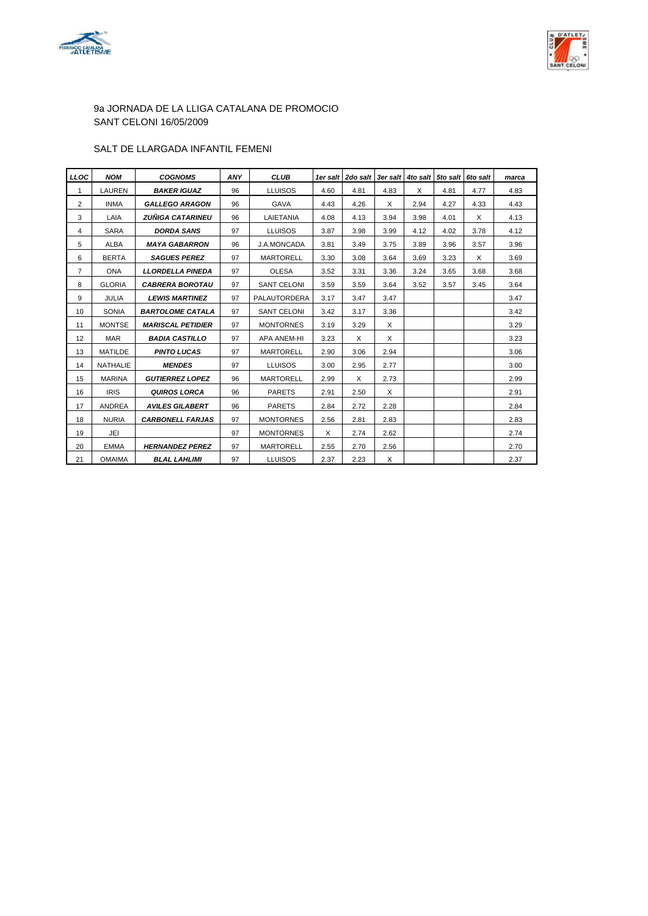9a JORNADA DE LA LLIGA CATALANA DE PROMOCIO
SANT CELONI 16/05/2009

SALT DE LLARGADA INFANTIL FEMENI

| *LLOC* | *NOM* | *COGNOMS* | *ANY* | *CLUB* | *1er salt* | *2do salt* | *3er salt* | *4to salt* | *5to salt* | *6to salt* | *marca* |
|---|---|---|---|---|---|---|---|---|---|---|---|
| 1 | LAUREN | ***BAKER IGUAZ*** | 96 | LLUISOS | 4.60 | 4.81 | 4.83 | X | 4.81 | 4.77 | 4.83 |
| 2 | INMA | ***GALLEGO ARAGON*** | 96 | GAVA | 4.43 | 4.26 | X | 2.94 | 4.27 | 4.33 | 4.43 |
| 3 | LAIA | ***ZUÑIGA CATARINEU*** | 96 | LAIETANIA | 4.08 | 4.13 | 3.94 | 3.98 | 4.01 | X | 4.13 |
| 4 | SARA | ***DORDA SANS*** | 97 | LLUISOS | 3.87 | 3.98 | 3.99 | 4.12 | 4.02 | 3.78 | 4.12 |
| 5 | ALBA | ***MAYA GABARRON*** | 96 | J.A.MONCADA | 3.81 | 3.49 | 3.75 | 3.89 | 3.96 | 3.57 | 3.96 |
| 6 | BERTA | ***SAGUES PEREZ*** | 97 | MARTORELL | 3.30 | 3.08 | 3.64 | 3.69 | 3.23 | X | 3.69 |
| 7 | ONA | ***LLORDELLA PINEDA*** | 97 | OLESA | 3.52 | 3.31 | 3.36 | 3.24 | 3.65 | 3.68 | 3.68 |
| 8 | GLORIA | ***CABRERA BOROTAU*** | 97 | SANT CELONI | 3.59 | 3.59 | 3.64 | 3.52 | 3.57 | 3.45 | 3.64 |
| 9 | JULIA | ***LEWIS MARTINEZ*** | 97 | PALAUTORDERA | 3.17 | 3.47 | 3.47 | | | | 3.47 |
| 10 | SONIA | ***BARTOLOME CATALA*** | 97 | SANT CELONI | 3.42 | 3.17 | 3.36 | | | | 3.42 |
| 11 | MONTSE | ***MARISCAL PETIDIER*** | 97 | MONTORNES | 3.19 | 3.29 | X | | | | 3.29 |
| 12 | MAR | ***BADIA CASTILLO*** | 97 | APA ANEM-HI | 3.23 | X | X | | | | 3.23 |
| 13 | MATILDE | ***PINTO LUCAS*** | 97 | MARTORELL | 2.90 | 3.06 | 2.94 | | | | 3.06 |
| 14 | NATHALIE | ***MENDES*** | 97 | LLUISOS | 3.00 | 2.95 | 2.77 | | | | 3.00 |
| 15 | MARINA | ***GUTIERREZ LOPEZ*** | 96 | MARTORELL | 2.99 | X | 2.73 | | | | 2.99 |
| 16 | IRIS | ***QUIROS LORCA*** | 96 | PARETS | 2.91 | 2.50 | X | | | | 2.91 |
| 17 | ANDREA | ***AVILES GILABERT*** | 96 | PARETS | 2.84 | 2.72 | 2.28 | | | | 2.84 |
| 18 | NURIA | ***CARBONELL FARJAS*** | 97 | MONTORNES | 2.56 | 2.81 | 2.83 | | | | 2.83 |
| 19 | JEI | | 97 | MONTORNES | X | 2.74 | 2.62 | | | | 2.74 |
| 20 | EMMA | ***HERNANDEZ PEREZ*** | 97 | MARTORELL | 2.55 | 2.70 | 2.56 | | | | 2.70 |
| 21 | OMAIMA | ***BLAL LAHLIMI*** | 97 | LLUISOS | 2.37 | 2.23 | X | | | | 2.37 |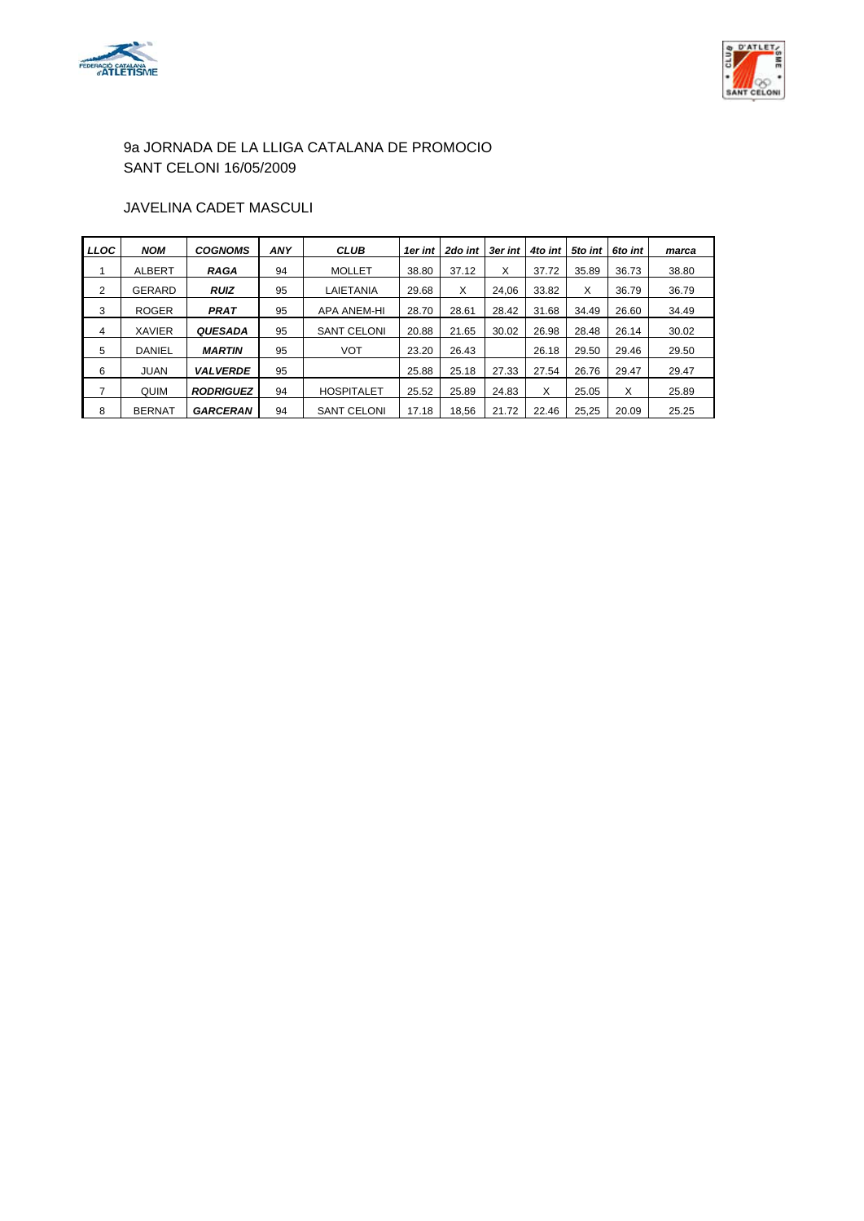9a JORNADA DE LA LLIGA CATALANA DE PROMOCIO
SANT CELONI 16/05/2009

JAVELINA CADET MASCULI

| *LLOC* | *NOM* | *COGNOMS* | *ANY* | *CLUB* | *1er int* | *2do int* | *3er int* | *4to int* | *5to int* | *6to int* | *marca* |
|---|---|---|---|---|---|---|---|---|---|---|---|
| 1 | ALBERT | ***RAGA*** | 94 | MOLLET | 38.80 | 37.12 | X | 37.72 | 35.89 | 36.73 | 38.80 |
| 2 | GERARD | ***RUIZ*** | 95 | LAIETANIA | 29.68 | X | 24,06 | 33.82 | X | 36.79 | 36.79 |
| 3 | ROGER | ***PRAT*** | 95 | APA ANEM-HI | 28.70 | 28.61 | 28.42 | 31.68 | 34.49 | 26.60 | 34.49 |
| 4 | XAVIER | ***QUESADA*** | 95 | SANT CELONI | 20.88 | 21.65 | 30.02 | 26.98 | 28.48 | 26.14 | 30.02 |
| 5 | DANIEL | ***MARTIN*** | 95 | VOT | 23.20 | 26.43 | | 26.18 | 29.50 | 29.46 | 29.50 |
| 6 | JUAN | ***VALVERDE*** | 95 | | 25.88 | 25.18 | 27.33 | 27.54 | 26.76 | 29.47 | 29.47 |
| 7 | QUIM | ***RODRIGUEZ*** | 94 | HOSPITALET | 25.52 | 25.89 | 24.83 | X | 25.05 | X | 25.89 |
| 8 | BERNAT | ***GARCERAN*** | 94 | SANT CELONI | 17.18 | 18,56 | 21.72 | 22.46 | 25,25 | 20.09 | 25.25 |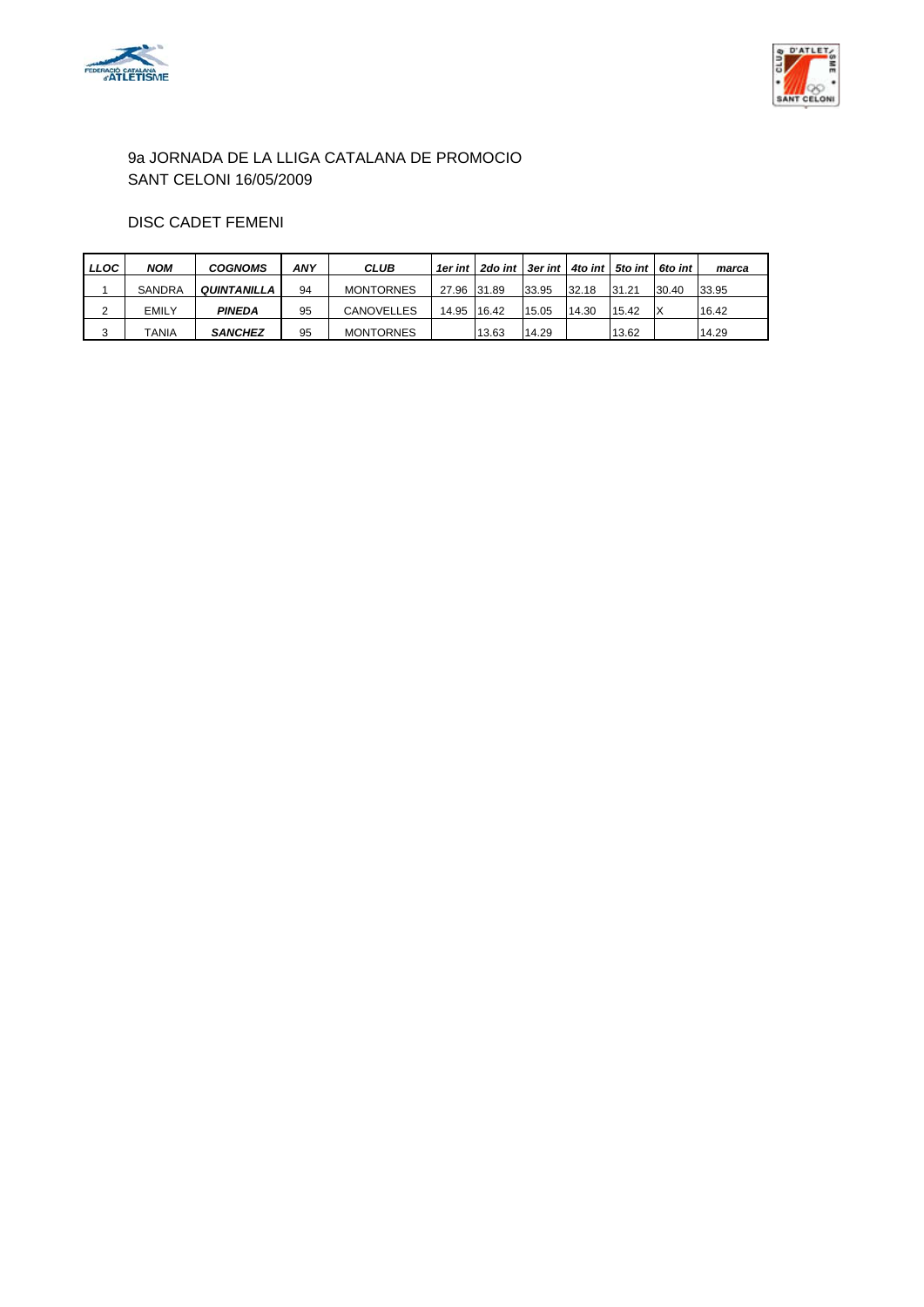9a JORNADA DE LA LLIGA CATALANA DE PROMOCIO
SANT CELONI 16/05/2009

DISC CADET FEMENI

| *LLOC* | *NOM* | *COGNOMS* | *ANY* | *CLUB* | *1er int* | *2do int* | *3er int* | *4to int* | *5to int* | *6to int* | *marca* |
|---|---|---|---|---|---|---|---|---|---|---|---|
| 1 | SANDRA | ***QUINTANILLA*** | 94 | MONTORNES | 27.96 | 31.89 | 33.95 | 32.18 | 31.21 | 30.40 | 33.95 |
| 2 | EMILY | ***PINEDA*** | 95 | CANOVELLES | 14.95 | 16.42 | 15.05 | 14.30 | 15.42 | X | 16.42 |
| 3 | TANIA | ***SANCHEZ*** | 95 | MONTORNES | | 13.63 | 14.29 | | 13.62 | | 14.29 |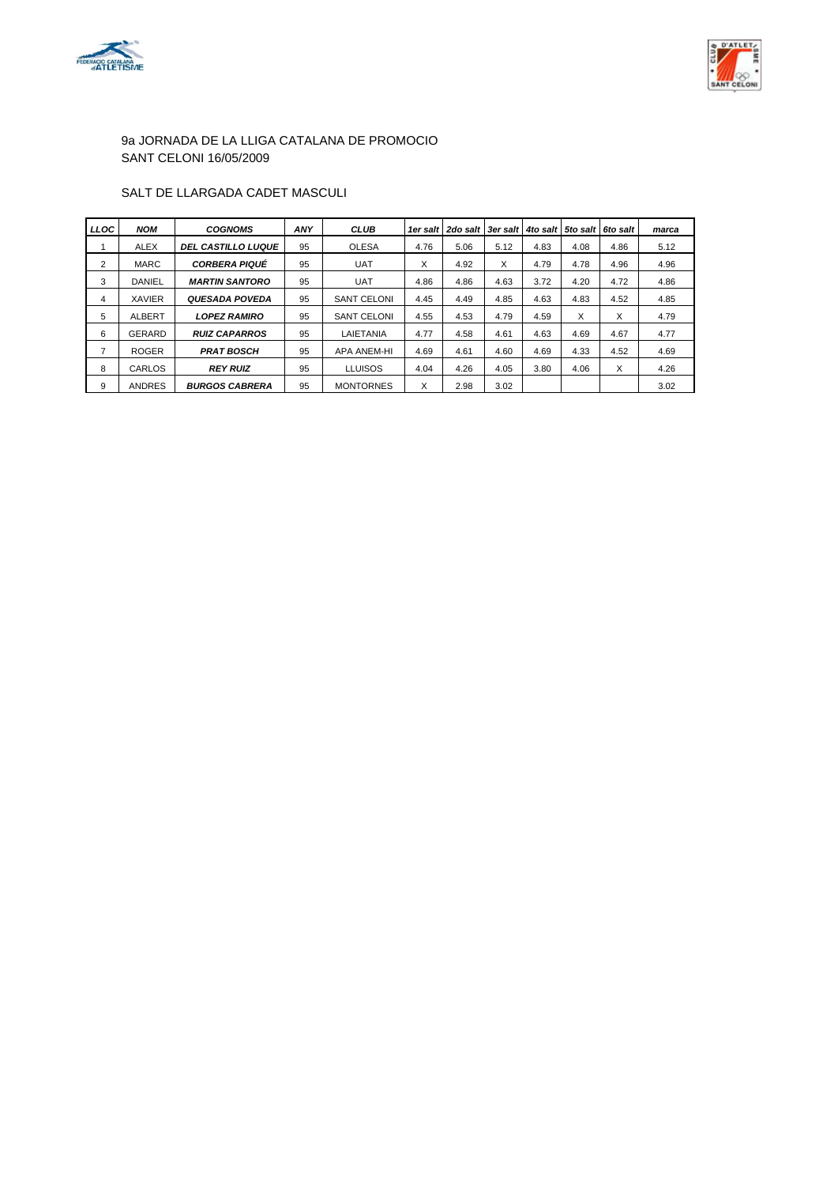9a JORNADA DE LA LLIGA CATALANA DE PROMOCIO
SANT CELONI 16/05/2009

SALT DE LLARGADA CADET MASCULI

| *LLOC* | *NOM* | *COGNOMS* | *ANY* | *CLUB* | *1er salt* | *2do salt* | *3er salt* | *4to salt* | *5to salt* | *6to salt* | *marca* |
|---|---|---|---|---|---|---|---|---|---|---|---|
| 1 | ALEX | ***DEL CASTILLO LUQUE*** | 95 | OLESA | 4.76 | 5.06 | 5.12 | 4.83 | 4.08 | 4.86 | 5.12 |
| 2 | MARC | ***CORBERA PIQUÉ*** | 95 | UAT | X | 4.92 | X | 4.79 | 4.78 | 4.96 | 4.96 |
| 3 | DANIEL | ***MARTIN SANTORO*** | 95 | UAT | 4.86 | 4.86 | 4.63 | 3.72 | 4.20 | 4.72 | 4.86 |
| 4 | XAVIER | ***QUESADA POVEDA*** | 95 | SANT CELONI | 4.45 | 4.49 | 4.85 | 4.63 | 4.83 | 4.52 | 4.85 |
| 5 | ALBERT | ***LOPEZ RAMIRO*** | 95 | SANT CELONI | 4.55 | 4.53 | 4.79 | 4.59 | X | X | 4.79 |
| 6 | GERARD | ***RUIZ CAPARROS*** | 95 | LAIETANIA | 4.77 | 4.58 | 4.61 | 4.63 | 4.69 | 4.67 | 4.77 |
| 7 | ROGER | ***PRAT BOSCH*** | 95 | APA ANEM-HI | 4.69 | 4.61 | 4.60 | 4.69 | 4.33 | 4.52 | 4.69 |
| 8 | CARLOS | ***REY RUIZ*** | 95 | LLUISOS | 4.04 | 4.26 | 4.05 | 3.80 | 4.06 | X | 4.26 |
| 9 | ANDRES | ***BURGOS CABRERA*** | 95 | MONTORNES | X | 2.98 | 3.02 | | | | 3.02 |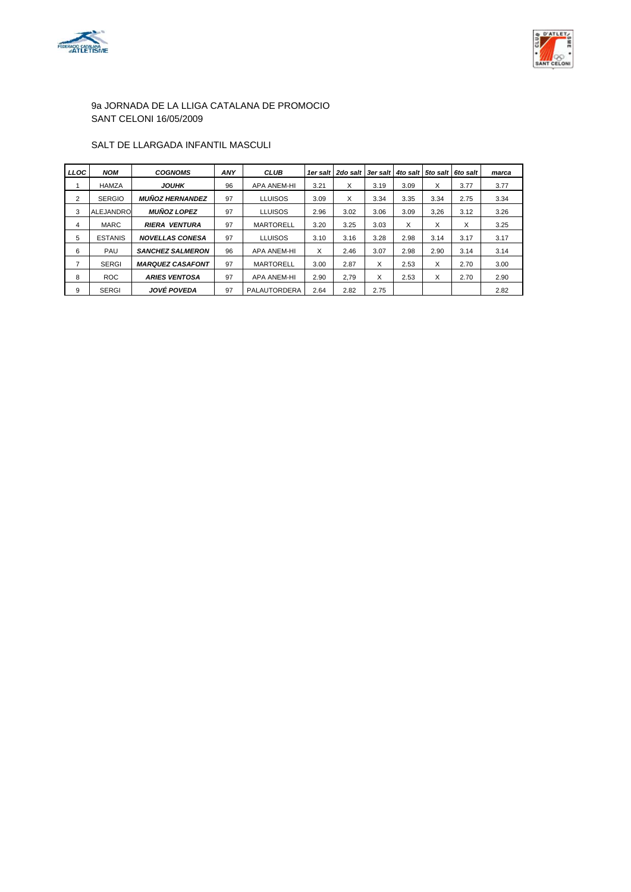9a JORNADA DE LA LLIGA CATALANA DE PROMOCIO
SANT CELONI 16/05/2009

SALT DE LLARGADA INFANTIL MASCULI

| *LLOC* | *NOM* | *COGNOMS* | *ANY* | *CLUB* | *1er salt* | *2do salt* | *3er salt* | *4to salt* | *5to salt* | *6to salt* | *marca* |
|---|---|---|---|---|---|---|---|---|---|---|---|
| 1 | HAMZA | ***JOUHK*** | 96 | APA ANEM-HI | 3.21 | X | 3.19 | 3.09 | X | 3.77 | 3.77 |
| 2 | SERGIO | ***MUÑOZ HERNANDEZ*** | 97 | LLUISOS | 3.09 | X | 3.34 | 3.35 | 3.34 | 2.75 | 3.34 |
| 3 | ALEJANDRO | ***MUÑOZ LOPEZ*** | 97 | LLUISOS | 2.96 | 3.02 | 3.06 | 3.09 | 3,26 | 3.12 | 3.26 |
| 4 | MARC | ***RIERA VENTURA*** | 97 | MARTORELL | 3.20 | 3.25 | 3.03 | X | X | X | 3.25 |
| 5 | ESTANIS | ***NOVELLAS CONESA*** | 97 | LLUISOS | 3.10 | 3.16 | 3.28 | 2.98 | 3.14 | 3.17 | 3.17 |
| 6 | PAU | ***SANCHEZ SALMERON*** | 96 | APA ANEM-HI | X | 2.46 | 3.07 | 2.98 | 2.90 | 3.14 | 3.14 |
| 7 | SERGI | ***MARQUEZ CASAFONT*** | 97 | MARTORELL | 3.00 | 2.87 | X | 2.53 | X | 2.70 | 3.00 |
| 8 | ROC | ***ARIES VENTOSA*** | 97 | APA ANEM-HI | 2.90 | 2,79 | X | 2.53 | X | 2.70 | 2.90 |
| 9 | SERGI | ***JOVÉ POVEDA*** | 97 | PALAUTORDERA | 2.64 | 2.82 | 2.75 | | | | 2.82 |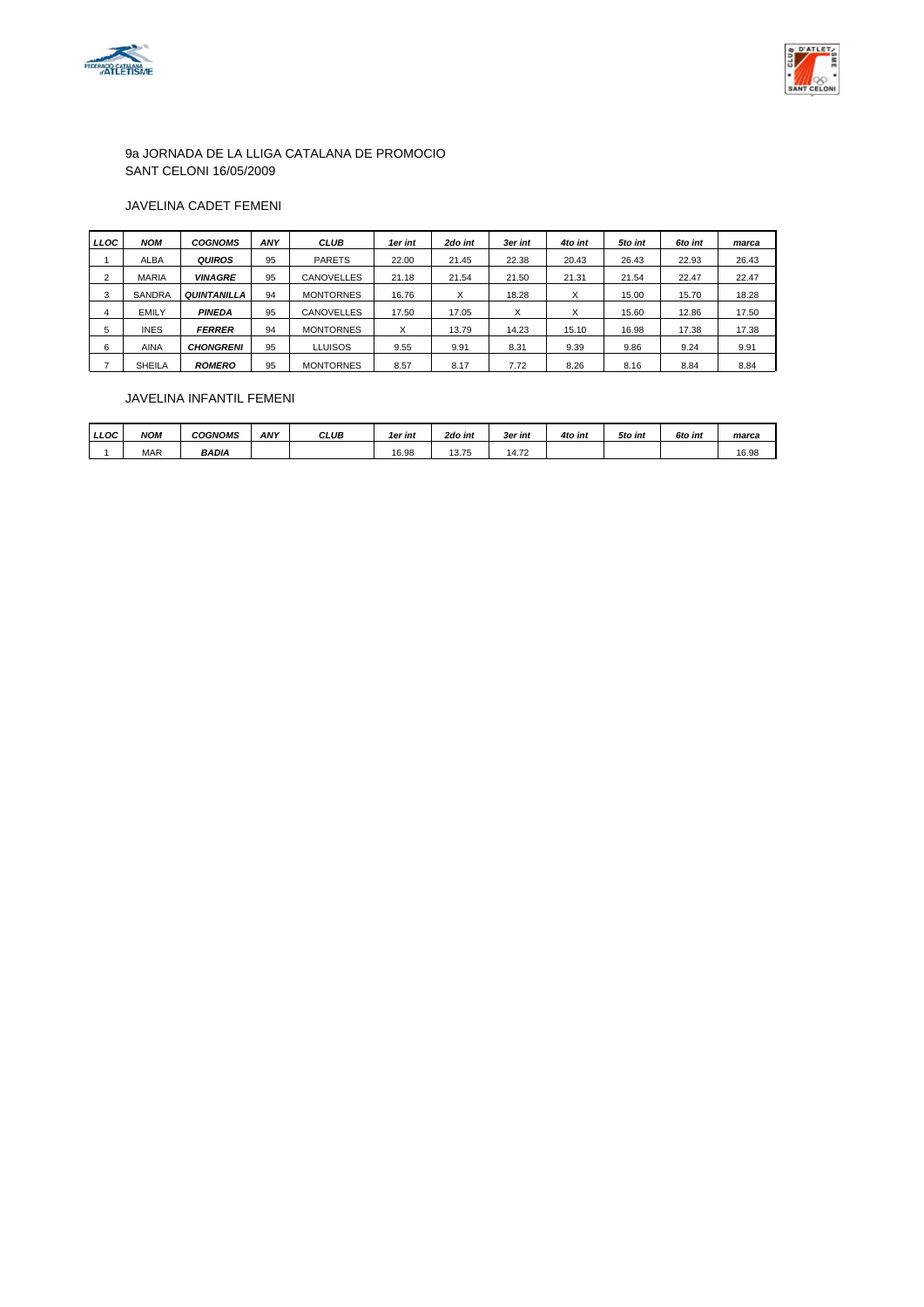9a JORNADA DE LA LLIGA CATALANA DE PROMOCIO
SANT CELONI 16/05/2009

JAVELINA CADET FEMENI

| LLOC | NOM | COGNOMS | ANY | CLUB | 1er int | 2do int | 3er int | 4to int | 5to int | 6to int | marca |
|---|---|---|---|---|---|---|---|---|---|---|---|
| 1 | ALBA | **QUIROS** | 95 | PARETS | 22.00 | 21.45 | 22.38 | 20.43 | 26.43 | 22.93 | 26.43 |
| 2 | MARIA | **VINAGRE** | 95 | CANOVELLES | 21.18 | 21.54 | 21.50 | 21.31 | 21.54 | 22.47 | 22.47 |
| 3 | SANDRA | **QUINTANILLA** | 94 | MONTORNES | 16.76 | X | 18.28 | X | 15.00 | 15.70 | 18.28 |
| 4 | EMILY | **PINEDA** | 95 | CANOVELLES | 17.50 | 17.05 | X | X | 15.60 | 12.86 | 17.50 |
| 5 | INES | **FERRER** | 94 | MONTORNES | X | 13.79 | 14.23 | 15.10 | 16.98 | 17.38 | 17.38 |
| 6 | AINA | **CHONGRENI** | 95 | LLUISOS | 9.55 | 9.91 | 8.31 | 9.39 | 9.86 | 9.24 | 9.91 |
| 7 | SHEILA | **ROMERO** | 95 | MONTORNES | 8.57 | 8.17 | 7.72 | 8.26 | 8.16 | 8.84 | 8.84 |

JAVELINA INFANTIL FEMENI

| LLOC | NOM | COGNOMS | ANY | CLUB | 1er int | 2do int | 3er int | 4to int | 5to int | 6to int | marca |
|---|---|---|---|---|---|---|---|---|---|---|---|
| 1 | MAR | **BADIA** | | | 16.98 | 13.75 | 14.72 | | | | 16.98 |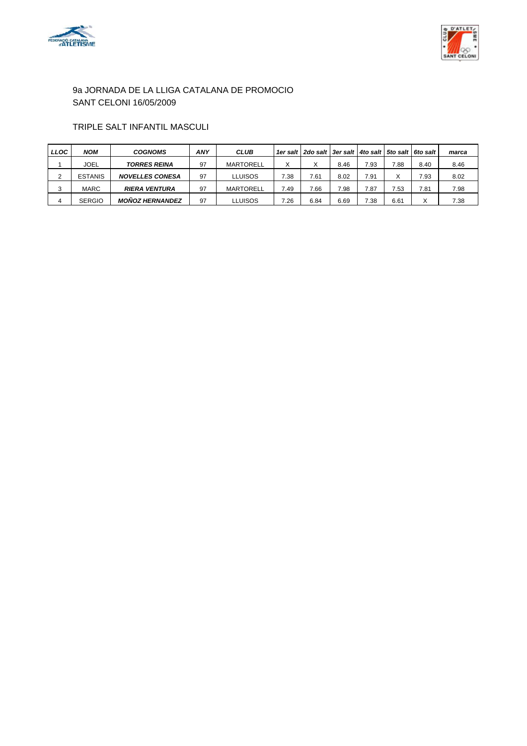9a JORNADA DE LA LLIGA CATALANA DE PROMOCIO
SANT CELONI 16/05/2009

TRIPLE SALT INFANTIL MASCULI

| ***LLOC*** | ***NOM*** | ***COGNOMS*** | ***ANY*** | ***CLUB*** | ***1er salt*** | ***2do salt*** | ***3er salt*** | ***4to salt*** | ***5to salt*** | ***6to salt*** | ***marca*** |
|---|---|---|---|---|---|---|---|---|---|---|---|
| 1 | JOEL | ***TORRES REINA*** | 97 | MARTORELL | X | X | 8.46 | 7.93 | 7.88 | 8.40 | 8.46 |
| 2 | ESTANIS | ***NOVELLES CONESA*** | 97 | LLUISOS | 7.38 | 7.61 | 8.02 | 7.91 | X | 7.93 | 8.02 |
| 3 | MARC | ***RIERA VENTURA*** | 97 | MARTORELL | 7.49 | 7.66 | 7.98 | 7.87 | 7.53 | 7.81 | 7.98 |
| 4 | SERGIO | ***MOÑOZ HERNANDEZ*** | 97 | LLUISOS | 7.26 | 6.84 | 6.69 | 7.38 | 6.61 | X | 7.38 |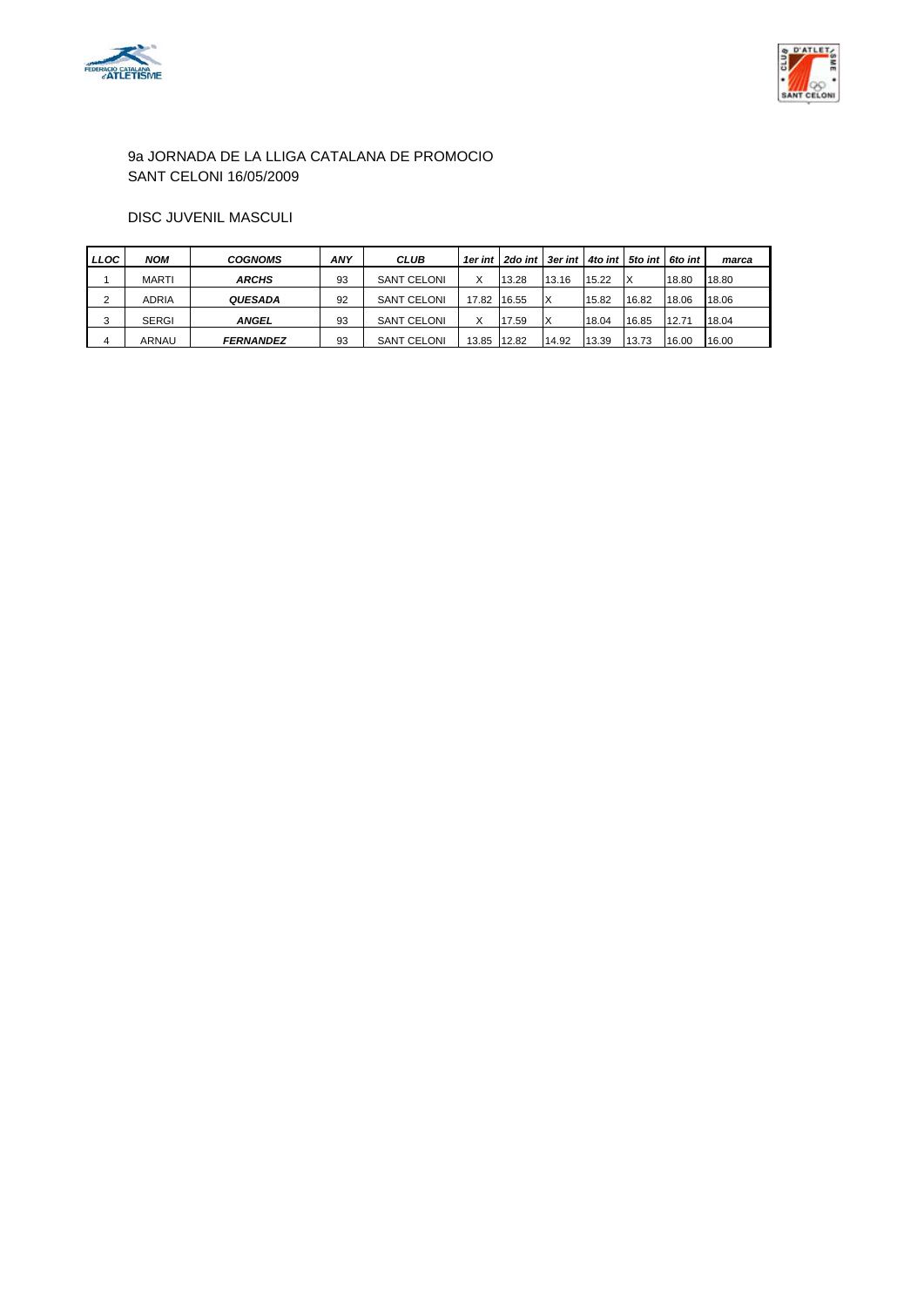9a JORNADA DE LA LLIGA CATALANA DE PROMOCIO
SANT CELONI 16/05/2009

DISC JUVENIL MASCULI

| LLOC | NOM | COGNOMS | ANY | CLUB | 1er int | 2do int | 3er int | 4to int | 5to int | 6to int | marca |
|---|---|---|---|---|---|---|---|---|---|---|---|
| 1 | MARTI | ARCHS | 93 | SANT CELONI | X | 13.28 | 13.16 | 15.22 | X | 18.80 | 18.80 |
| 2 | ADRIA | QUESADA | 92 | SANT CELONI | 17.82 | 16.55 | X | 15.82 | 16.82 | 18.06 | 18.06 |
| 3 | SERGI | ANGEL | 93 | SANT CELONI | X | 17.59 | X | 18.04 | 16.85 | 12.71 | 18.04 |
| 4 | ARNAU | FERNANDEZ | 93 | SANT CELONI | 13.85 | 12.82 | 14.92 | 13.39 | 13.73 | 16.00 | 16.00 |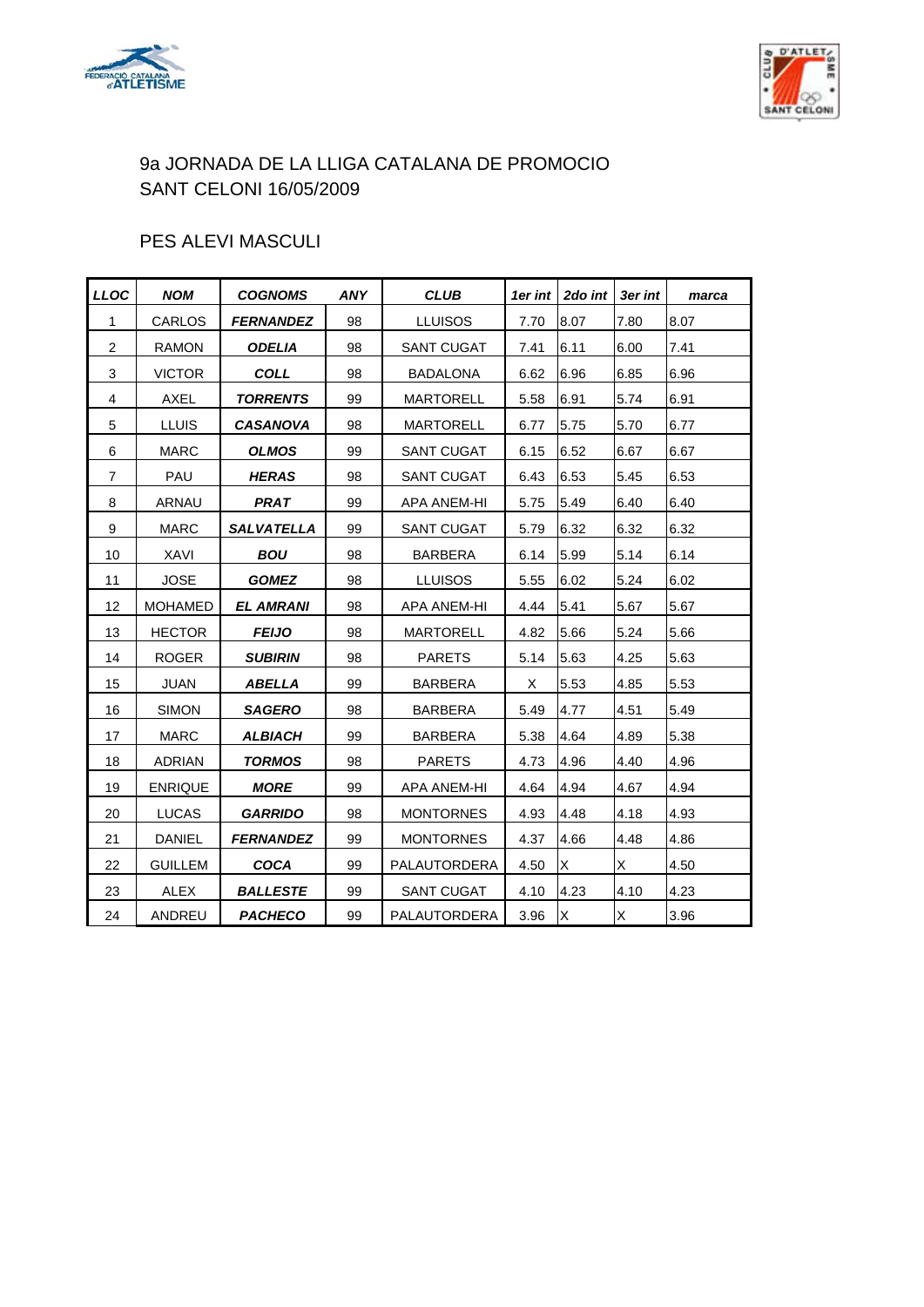9a JORNADA DE LA LLIGA CATALANA DE PROMOCIO
SANT CELONI 16/05/2009

PES ALEVI MASCULI

| ***LLOC*** | ***NOM*** | ***COGNOMS*** | ***ANY*** | ***CLUB*** | ***1er int*** | ***2do int*** | ***3er int*** | ***marca*** |
|---|---|---|---|---|---|---|---|---|
| 1 | CARLOS | ***FERNANDEZ*** | 98 | LLUISOS | 7.70 | 8.07 | 7.80 | 8.07 |
| 2 | RAMON | ***ODELIA*** | 98 | SANT CUGAT | 7.41 | 6.11 | 6.00 | 7.41 |
| 3 | VICTOR | ***COLL*** | 98 | BADALONA | 6.62 | 6.96 | 6.85 | 6.96 |
| 4 | AXEL | ***TORRENTS*** | 99 | MARTORELL | 5.58 | 6.91 | 5.74 | 6.91 |
| 5 | LLUIS | ***CASANOVA*** | 98 | MARTORELL | 6.77 | 5.75 | 5.70 | 6.77 |
| 6 | MARC | ***OLMOS*** | 99 | SANT CUGAT | 6.15 | 6.52 | 6.67 | 6.67 |
| 7 | PAU | ***HERAS*** | 98 | SANT CUGAT | 6.43 | 6.53 | 5.45 | 6.53 |
| 8 | ARNAU | ***PRAT*** | 99 | APA ANEM-HI | 5.75 | 5.49 | 6.40 | 6.40 |
| 9 | MARC | ***SALVATELLA*** | 99 | SANT CUGAT | 5.79 | 6.32 | 6.32 | 6.32 |
| 10 | XAVI | ***BOU*** | 98 | BARBERA | 6.14 | 5.99 | 5.14 | 6.14 |
| 11 | JOSE | ***GOMEZ*** | 98 | LLUISOS | 5.55 | 6.02 | 5.24 | 6.02 |
| 12 | MOHAMED | ***EL AMRANI*** | 98 | APA ANEM-HI | 4.44 | 5.41 | 5.67 | 5.67 |
| 13 | HECTOR | ***FEIJO*** | 98 | MARTORELL | 4.82 | 5.66 | 5.24 | 5.66 |
| 14 | ROGER | ***SUBIRIN*** | 98 | PARETS | 5.14 | 5.63 | 4.25 | 5.63 |
| 15 | JUAN | ***ABELLA*** | 99 | BARBERA | X | 5.53 | 4.85 | 5.53 |
| 16 | SIMON | ***SAGERO*** | 98 | BARBERA | 5.49 | 4.77 | 4.51 | 5.49 |
| 17 | MARC | ***ALBIACH*** | 99 | BARBERA | 5.38 | 4.64 | 4.89 | 5.38 |
| 18 | ADRIAN | ***TORMOS*** | 98 | PARETS | 4.73 | 4.96 | 4.40 | 4.96 |
| 19 | ENRIQUE | ***MORE*** | 99 | APA ANEM-HI | 4.64 | 4.94 | 4.67 | 4.94 |
| 20 | LUCAS | ***GARRIDO*** | 98 | MONTORNES | 4.93 | 4.48 | 4.18 | 4.93 |
| 21 | DANIEL | ***FERNANDEZ*** | 99 | MONTORNES | 4.37 | 4.66 | 4.48 | 4.86 |
| 22 | GUILLEM | ***COCA*** | 99 | PALAUTORDERA | 4.50 | X | X | 4.50 |
| 23 | ALEX | ***BALLESTE*** | 99 | SANT CUGAT | 4.10 | 4.23 | 4.10 | 4.23 |
| 24 | ANDREU | ***PACHECO*** | 99 | PALAUTORDERA | 3.96 | X | X | 3.96 |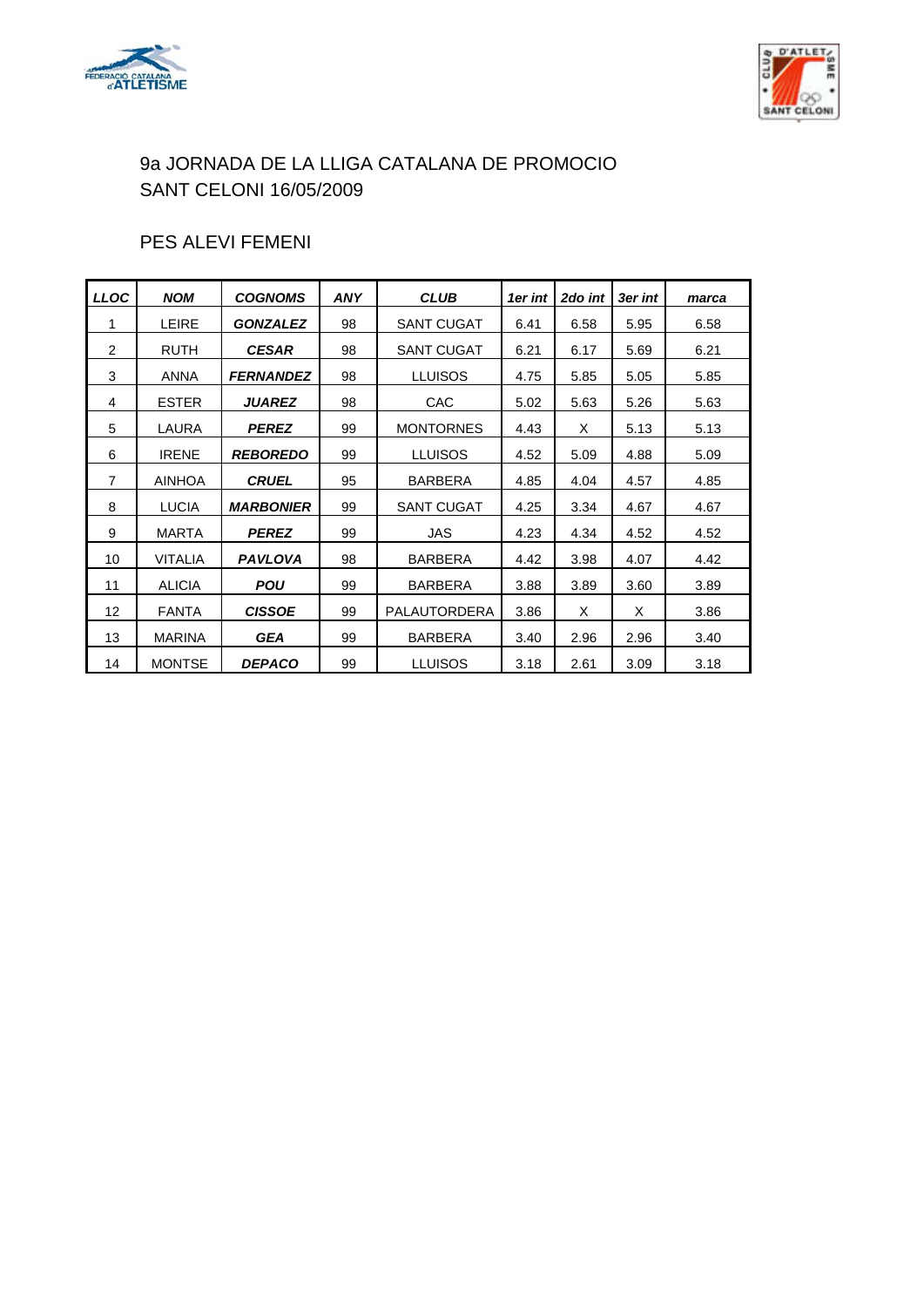9a JORNADA DE LA LLIGA CATALANA DE PROMOCIO
SANT CELONI 16/05/2009

PES ALEVI FEMENI

| *LLOC* | *NOM* | *COGNOMS* | *ANY* | *CLUB* | *1er int* | *2do int* | *3er int* | *marca* |
|---|---|---|---|---|---|---|---|---|
| 1 | LEIRE | ***GONZALEZ*** | 98 | SANT CUGAT | 6.41 | 6.58 | 5.95 | 6.58 |
| 2 | RUTH | ***CESAR*** | 98 | SANT CUGAT | 6.21 | 6.17 | 5.69 | 6.21 |
| 3 | ANNA | ***FERNANDEZ*** | 98 | LLUISOS | 4.75 | 5.85 | 5.05 | 5.85 |
| 4 | ESTER | ***JUAREZ*** | 98 | CAC | 5.02 | 5.63 | 5.26 | 5.63 |
| 5 | LAURA | ***PEREZ*** | 99 | MONTORNES | 4.43 | X | 5.13 | 5.13 |
| 6 | IRENE | ***REBOREDO*** | 99 | LLUISOS | 4.52 | 5.09 | 4.88 | 5.09 |
| 7 | AINHOA | ***CRUEL*** | 95 | BARBERA | 4.85 | 4.04 | 4.57 | 4.85 |
| 8 | LUCIA | ***MARBONIER*** | 99 | SANT CUGAT | 4.25 | 3.34 | 4.67 | 4.67 |
| 9 | MARTA | ***PEREZ*** | 99 | JAS | 4.23 | 4.34 | 4.52 | 4.52 |
| 10 | VITALIA | ***PAVLOVA*** | 98 | BARBERA | 4.42 | 3.98 | 4.07 | 4.42 |
| 11 | ALICIA | ***POU*** | 99 | BARBERA | 3.88 | 3.89 | 3.60 | 3.89 |
| 12 | FANTA | ***CISSOE*** | 99 | PALAUTORDERA | 3.86 | X | X | 3.86 |
| 13 | MARINA | ***GEA*** | 99 | BARBERA | 3.40 | 2.96 | 2.96 | 3.40 |
| 14 | MONTSE | ***DEPACO*** | 99 | LLUISOS | 3.18 | 2.61 | 3.09 | 3.18 |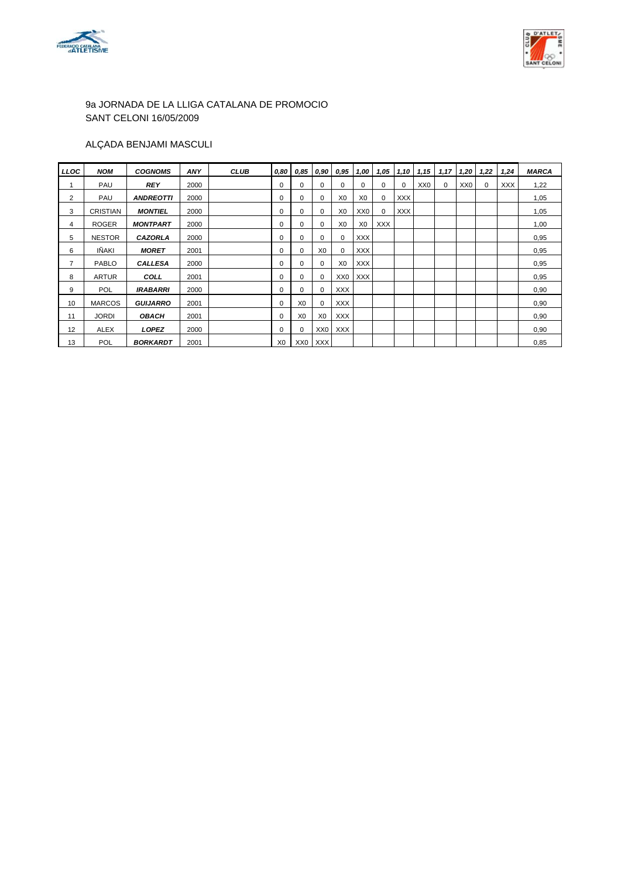9a JORNADA DE LA LLIGA CATALANA DE PROMOCIO
SANT CELONI 16/05/2009

ALÇADA BENJAMI MASCULI

| LLOC | NOM | COGNOMS | ANY | CLUB | 0,80 | 0,85 | 0,90 | 0,95 | 1,00 | 1,05 | 1,10 | 1,15 | 1,17 | 1,20 | 1,22 | 1,24 | MARCA |
|---|---|---|---|---|---|---|---|---|---|---|---|---|---|---|---|---|---|
| 1 | PAU | REY | 2000 | | 0 | 0 | 0 | 0 | 0 | 0 | 0 | XX0 | 0 | XX0 | 0 | XXX | 1,22 |
| 2 | PAU | ANDREOTTI | 2000 | | 0 | 0 | 0 | X0 | X0 | 0 | XXX | | | | | | 1,05 |
| 3 | CRISTIAN | MONTIEL | 2000 | | 0 | 0 | 0 | X0 | XX0 | 0 | XXX | | | | | | 1,05 |
| 4 | ROGER | MONTPART | 2000 | | 0 | 0 | 0 | X0 | X0 | XXX | | | | | | | 1,00 |
| 5 | NESTOR | CAZORLA | 2000 | | 0 | 0 | 0 | 0 | XXX | | | | | | | | 0,95 |
| 6 | IÑAKI | MORET | 2001 | | 0 | 0 | X0 | 0 | XXX | | | | | | | | 0,95 |
| 7 | PABLO | CALLESA | 2000 | | 0 | 0 | 0 | X0 | XXX | | | | | | | | 0,95 |
| 8 | ARTUR | COLL | 2001 | | 0 | 0 | 0 | XX0 | XXX | | | | | | | | 0,95 |
| 9 | POL | IRABARRI | 2000 | | 0 | 0 | 0 | XXX | | | | | | | | | 0,90 |
| 10 | MARCOS | GUIJARRO | 2001 | | 0 | X0 | 0 | XXX | | | | | | | | | 0,90 |
| 11 | JORDI | OBACH | 2001 | | 0 | X0 | X0 | XXX | | | | | | | | | 0,90 |
| 12 | ALEX | LOPEZ | 2000 | | 0 | 0 | XX0 | XXX | | | | | | | | | 0,90 |
| 13 | POL | BORKARDT | 2001 | | X0 | XX0 | XXX | | | | | | | | | | 0,85 |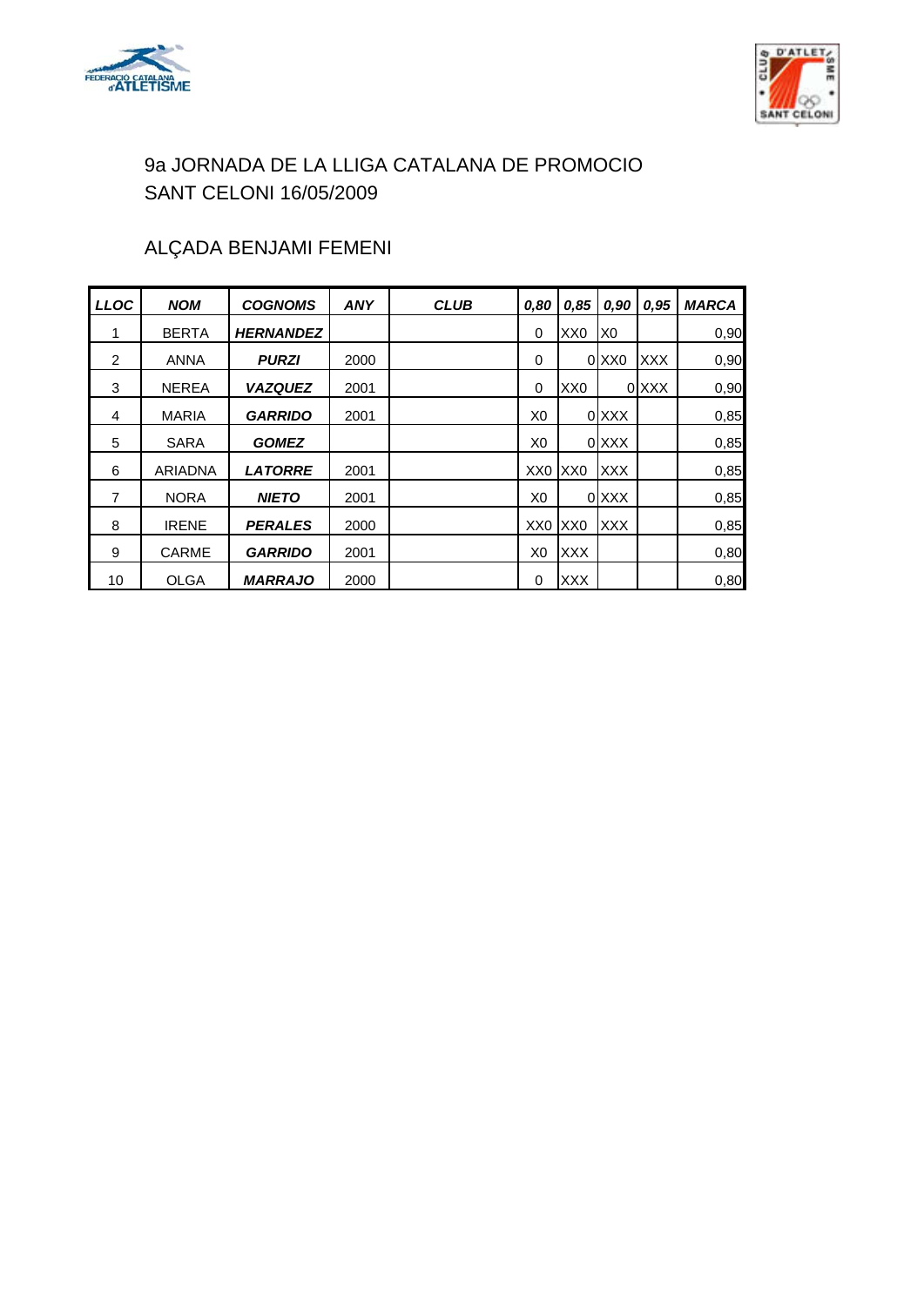# 9a JORNADA DE LA LLIGA CATALANA DE PROMOCIO
# SANT CELONI 16/05/2009

## ALÇADA BENJAMI FEMENI

| *LLOC* | *NOM* | *COGNOMS* | *ANY* | *CLUB* | *0,80* | *0,85* | *0,90* | *0,95* | *MARCA* |
|---|---|---|---|---|---|---|---|---|---|
| 1 | BERTA | ***HERNANDEZ*** | | | 0 | XX0 | X0 | | 0,90 |
| 2 | ANNA | ***PURZI*** | 2000 | | 0 | 0 | XX0 | XXX | 0,90 |
| 3 | NEREA | ***VAZQUEZ*** | 2001 | | 0 | XX0 | 0 | XXX | 0,90 |
| 4 | MARIA | ***GARRIDO*** | 2001 | | X0 | 0 | XXX | | 0,85 |
| 5 | SARA | ***GOMEZ*** | | | X0 | 0 | XXX | | 0,85 |
| 6 | ARIADNA | ***LATORRE*** | 2001 | | XX0 | XX0 | XXX | | 0,85 |
| 7 | NORA | ***NIETO*** | 2001 | | X0 | 0 | XXX | | 0,85 |
| 8 | IRENE | ***PERALES*** | 2000 | | XX0 | XX0 | XXX | | 0,85 |
| 9 | CARME | ***GARRIDO*** | 2001 | | X0 | XXX | | | 0,80 |
| 10 | OLGA | ***MARRAJO*** | 2000 | | 0 | XXX | | | 0,80 |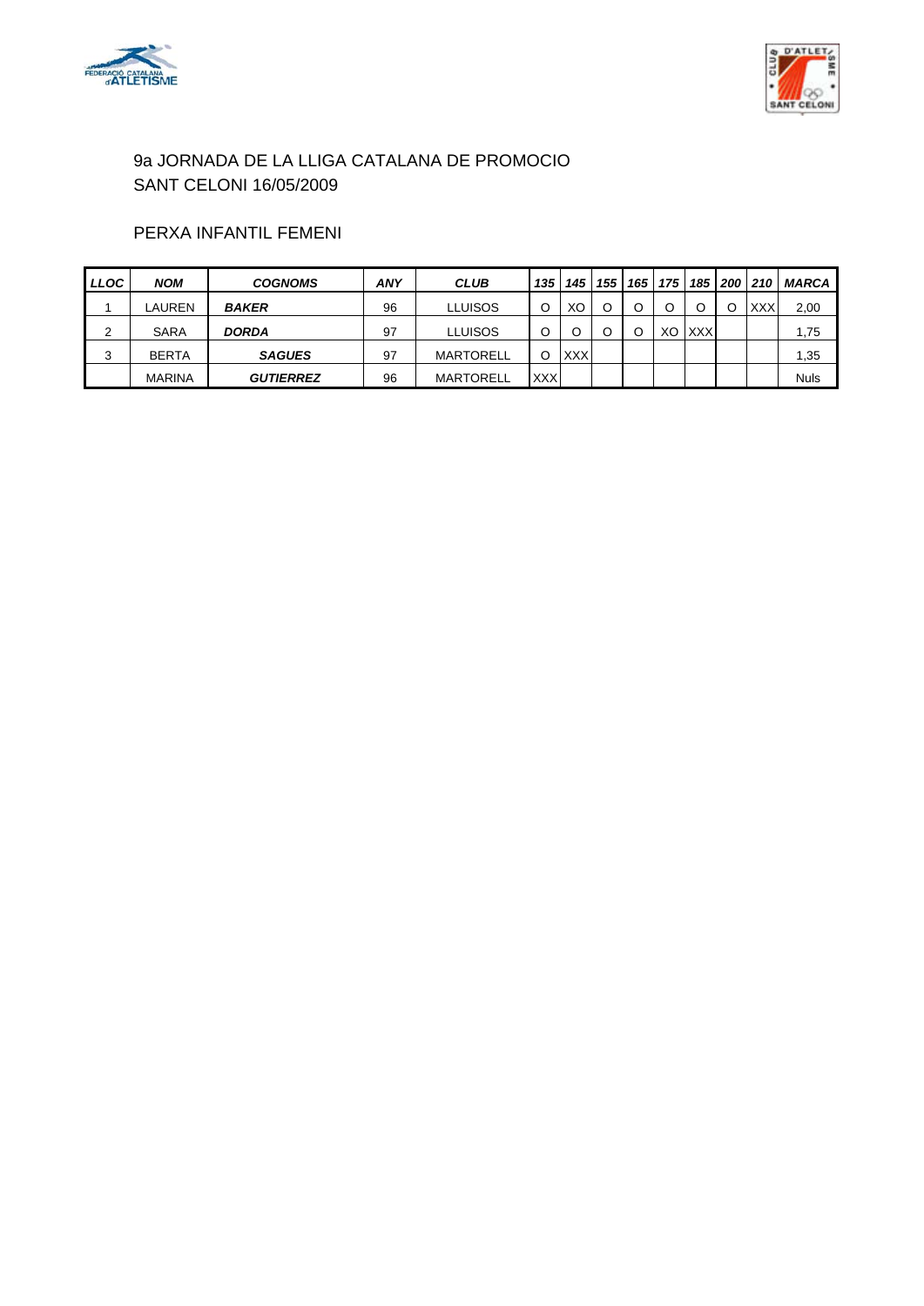9a JORNADA DE LA LLIGA CATALANA DE PROMOCIO
SANT CELONI 16/05/2009

PERXA INFANTIL FEMENI

| LLOC | NOM | COGNOMS | ANY | CLUB | 135 | 145 | 155 | 165 | 175 | 185 | 200 | 210 | MARCA |
|---|---|---|---|---|---|---|---|---|---|---|---|---|---|
| 1 | LAUREN | BAKER | 96 | LLUISOS | O | XO | O | O | O | O | O | XXX | 2,00 |
| 2 | SARA | DORDA | 97 | LLUISOS | O | O | O | O | XO | XXX | | | 1,75 |
| 3 | BERTA | SAGUES | 97 | MARTORELL | O | XXX | | | | | | | 1,35 |
| | MARINA | GUTIERREZ | 96 | MARTORELL | XXX | | | | | | | | Nuls |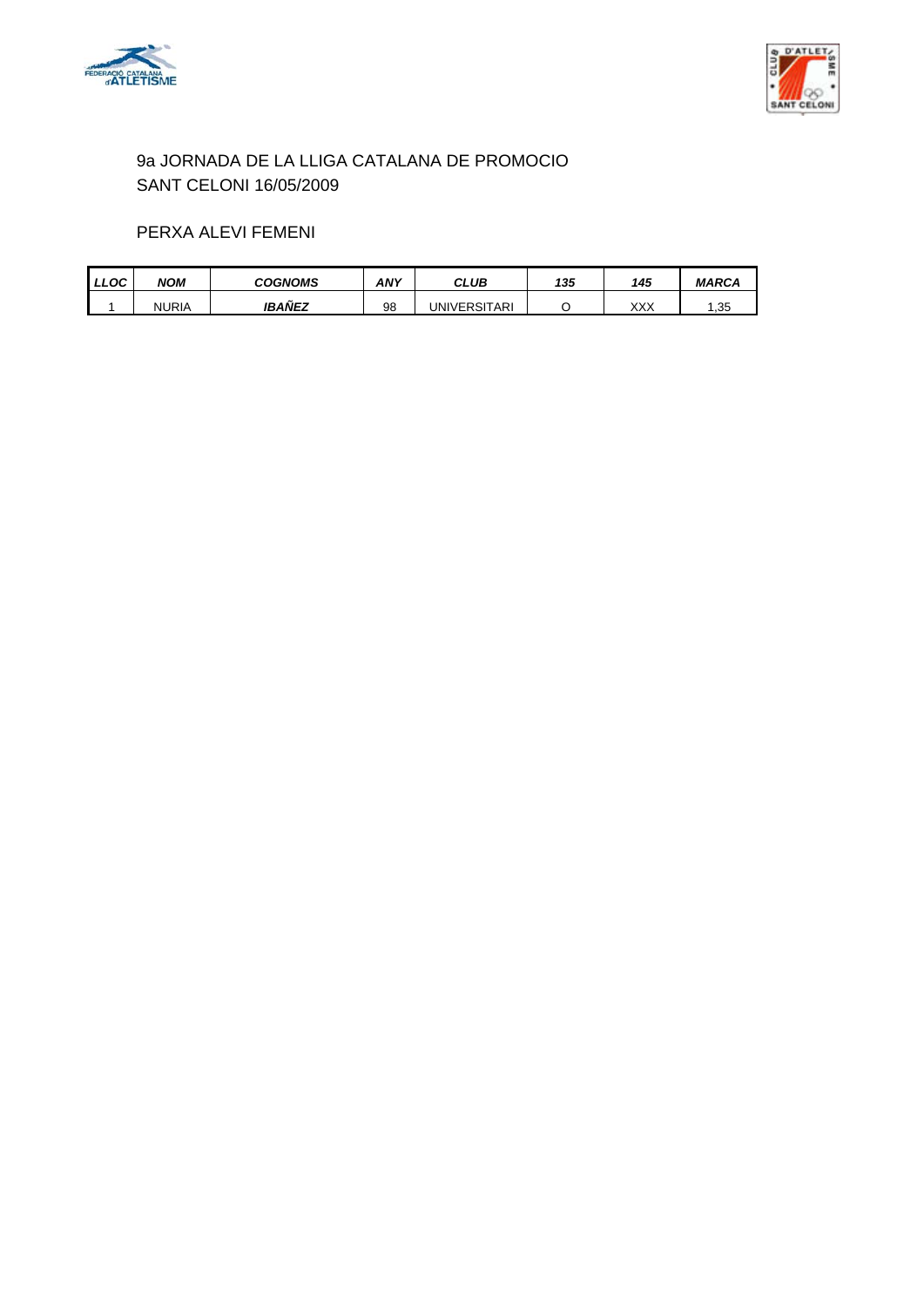9a JORNADA DE LA LLIGA CATALANA DE PROMOCIO
SANT CELONI 16/05/2009

PERXA ALEVI FEMENI

| *LLOC* | *NOM* | *COGNOMS* | *ANY* | *CLUB* | *135* | *145* | *MARCA* |
|---|---|---|---|---|---|---|---|
| 1 | NURIA | ***IBAÑEZ*** | 98 | UNIVERSITARI | O | XXX | 1,35 |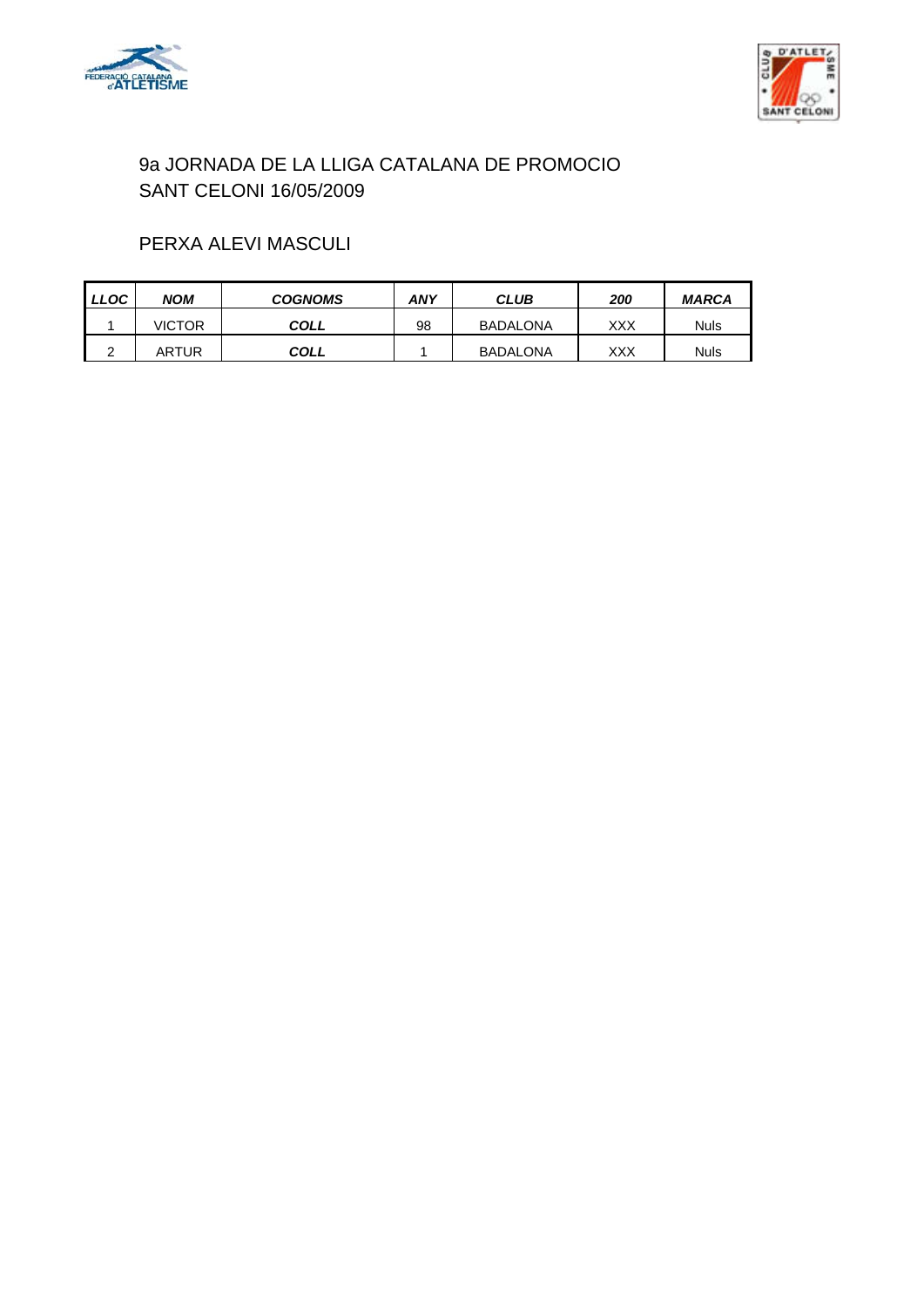9a JORNADA DE LA LLIGA CATALANA DE PROMOCIO
SANT CELONI 16/05/2009

PERXA ALEVI MASCULI

| *LLOC* | *NOM* | *COGNOMS* | *ANY* | *CLUB* | *200* | *MARCA* |
|---|---|---|---|---|---|---|
| 1 | VICTOR | ***COLL*** | 98 | BADALONA | XXX | Nuls |
| 2 | ARTUR | ***COLL*** | 1 | BADALONA | XXX | Nuls |